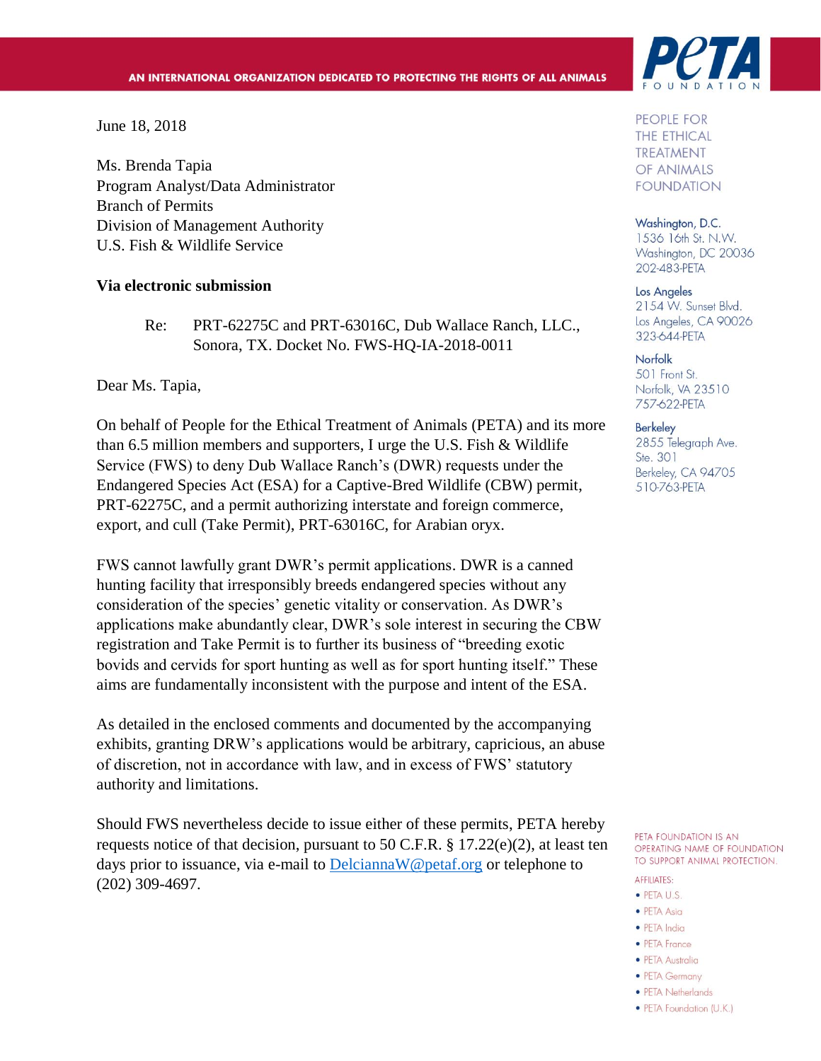AN INTERNATIONAL ORGANIZATION DEDICATED TO PROTECTING THE RIGHTS OF ALL ANIMALS

PETA FOUNDATION

PEOPLE FOR THE ETHICAL TREATMENT OF ANIMALS FOUNDATION

Washington, D.C.
1536 16th St. N.W.
Washington, DC 20036
202-483-PETA

Los Angeles
2154 W. Sunset Blvd.
Los Angeles, CA 90026
323-644-PETA

Norfolk
501 Front St.
Norfolk, VA 23510
757-622-PETA

Berkeley
2855 Telegraph Ave.
Ste. 301
Berkeley, CA 94705
510-763-PETA

June 18, 2018

Ms. Brenda Tapia
Program Analyst/Data Administrator
Branch of Permits
Division of Management Authority
U.S. Fish & Wildlife Service

**Via electronic submission**

Re: PRT-62275C and PRT-63016C, Dub Wallace Ranch, LLC., Sonora, TX. Docket No. FWS-HQ-IA-2018-0011

Dear Ms. Tapia,

On behalf of People for the Ethical Treatment of Animals (PETA) and its more than 6.5 million members and supporters, I urge the U.S. Fish & Wildlife Service (FWS) to deny Dub Wallace Ranch's (DWR) requests under the Endangered Species Act (ESA) for a Captive-Bred Wildlife (CBW) permit, PRT-62275C, and a permit authorizing interstate and foreign commerce, export, and cull (Take Permit), PRT-63016C, for Arabian oryx.

FWS cannot lawfully grant DWR's permit applications. DWR is a canned hunting facility that irresponsibly breeds endangered species without any consideration of the species' genetic vitality or conservation. As DWR's applications make abundantly clear, DWR's sole interest in securing the CBW registration and Take Permit is to further its business of "breeding exotic bovids and cervids for sport hunting as well as for sport hunting itself." These aims are fundamentally inconsistent with the purpose and intent of the ESA.

As detailed in the enclosed comments and documented by the accompanying exhibits, granting DRW's applications would be arbitrary, capricious, an abuse of discretion, not in accordance with law, and in excess of FWS' statutory authority and limitations.

Should FWS nevertheless decide to issue either of these permits, PETA hereby requests notice of that decision, pursuant to 50 C.F.R. § 17.22(e)(2), at least ten days prior to issuance, via e-mail to DelciannaW@petaf.org or telephone to (202) 309-4697.

PETA FOUNDATION IS AN OPERATING NAME OF FOUNDATION TO SUPPORT ANIMAL PROTECTION.

AFFILIATES:
- PETA U.S.
- PETA Asia
- PETA India
- PETA France
- PETA Australia
- PETA Germany
- PETA Netherlands
- PETA Foundation (U.K.)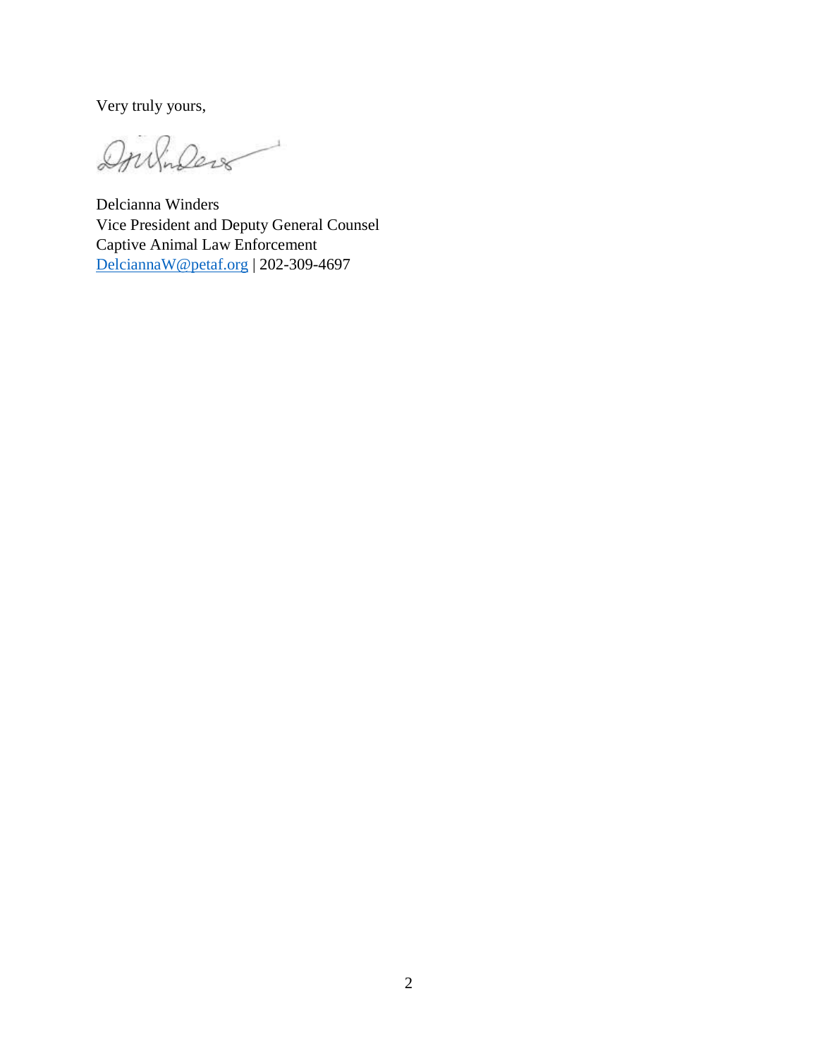Very truly yours,

Delcianna Winders
Vice President and Deputy General Counsel
Captive Animal Law Enforcement
[DelciannaW@petaf.org](mailto:DelciannaW@petaf.org) | 202-309-4697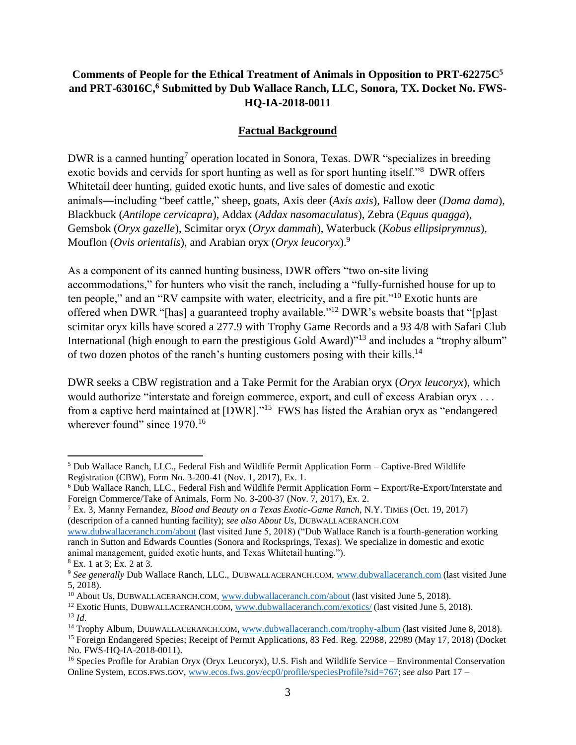**Comments of People for the Ethical Treatment of Animals in Opposition to PRT-62275C[5] and PRT-63016C,[6] Submitted by Dub Wallace Ranch, LLC, Sonora, TX. Docket No. FWS-HQ-IA-2018-0011**

## Factual Background

DWR is a canned hunting[7] operation located in Sonora, Texas. DWR "specializes in breeding exotic bovids and cervids for sport hunting as well as for sport hunting itself."[8] DWR offers Whitetail deer hunting, guided exotic hunts, and live sales of domestic and exotic animals—including "beef cattle," sheep, goats, Axis deer (*Axis axis*), Fallow deer (*Dama dama*), Blackbuck (*Antilope cervicapra*), Addax (*Addax nasomaculatus*), Zebra (*Equus quagga*), Gemsbok (*Oryx gazelle*), Scimitar oryx (*Oryx dammah*), Waterbuck (*Kobus ellipsiprymnus*), Mouflon (*Ovis orientalis*), and Arabian oryx (*Oryx leucoryx*).[9]

As a component of its canned hunting business, DWR offers "two on-site living accommodations," for hunters who visit the ranch, including a "fully-furnished house for up to ten people," and an "RV campsite with water, electricity, and a fire pit."[10] Exotic hunts are offered when DWR "[has] a guaranteed trophy available."[12] DWR's website boasts that "[p]ast scimitar oryx kills have scored a 277.9 with Trophy Game Records and a 93 4/8 with Safari Club International (high enough to earn the prestigious Gold Award)"[13] and includes a "trophy album" of two dozen photos of the ranch's hunting customers posing with their kills.[14]

DWR seeks a CBW registration and a Take Permit for the Arabian oryx (*Oryx leucoryx*), which would authorize "interstate and foreign commerce, export, and cull of excess Arabian oryx . . . from a captive herd maintained at [DWR]."[15] FWS has listed the Arabian oryx as "endangered wherever found" since 1970.[16]

---

[5] Dub Wallace Ranch, LLC., Federal Fish and Wildlife Permit Application Form – Captive-Bred Wildlife Registration (CBW), Form No. 3-200-41 (Nov. 1, 2017), Ex. 1.

[6] Dub Wallace Ranch, LLC., Federal Fish and Wildlife Permit Application Form – Export/Re-Export/Interstate and Foreign Commerce/Take of Animals, Form No. 3-200-37 (Nov. 7, 2017), Ex. 2.

[7] Ex. 3, Manny Fernandez, *Blood and Beauty on a Texas Exotic-Game Ranch*, N.Y. TIMES (Oct. 19, 2017) (description of a canned hunting facility); *see also About Us*, DUBWALLACERANCH.COM www.dubwallaceranch.com/about (last visited June 5, 2018) ("Dub Wallace Ranch is a fourth-generation working ranch in Sutton and Edwards Counties (Sonora and Rocksprings, Texas). We specialize in domestic and exotic animal management, guided exotic hunts, and Texas Whitetail hunting.").

[8] Ex. 1 at 3; Ex. 2 at 3.

[9] *See generally* Dub Wallace Ranch, LLC., DUBWALLACERANCH.COM, www.dubwallaceranch.com (last visited June 5, 2018).

[10] About Us, DUBWALLACERANCH.COM, www.dubwallaceranch.com/about (last visited June 5, 2018).

[12] Exotic Hunts, DUBWALLACERANCH.COM, www.dubwallaceranch.com/exotics/ (last visited June 5, 2018).

[13] *Id*.

[14] Trophy Album, DUBWALLACERANCH.COM, www.dubwallaceranch.com/trophy-album (last visited June 8, 2018).

[15] Foreign Endangered Species; Receipt of Permit Applications, 83 Fed. Reg. 22988, 22989 (May 17, 2018) (Docket No. FWS-HQ-IA-2018-0011).

[16] Species Profile for Arabian Oryx (Oryx Leucoryx), U.S. Fish and Wildlife Service – Environmental Conservation Online System, ECOS.FWS.GOV, www.ecos.fws.gov/ecp0/profile/speciesProfile?sid=767; *see also* Part 17 –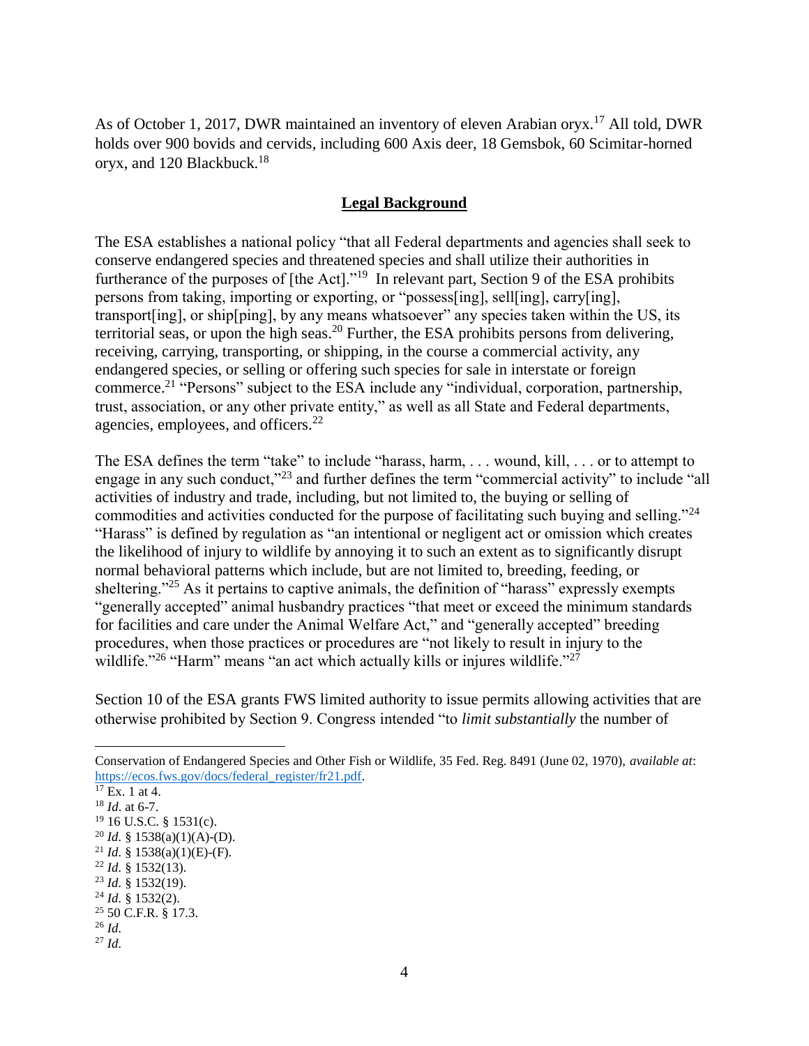As of October 1, 2017, DWR maintained an inventory of eleven Arabian oryx.[17] All told, DWR holds over 900 bovids and cervids, including 600 Axis deer, 18 Gemsbok, 60 Scimitar-horned oryx, and 120 Blackbuck.[18]

## **Legal Background**

The ESA establishes a national policy "that all Federal departments and agencies shall seek to conserve endangered species and threatened species and shall utilize their authorities in furtherance of the purposes of [the Act]."[19] In relevant part, Section 9 of the ESA prohibits persons from taking, importing or exporting, or "possess[ing], sell[ing], carry[ing], transport[ing], or ship[ping], by any means whatsoever" any species taken within the US, its territorial seas, or upon the high seas.[20] Further, the ESA prohibits persons from delivering, receiving, carrying, transporting, or shipping, in the course a commercial activity, any endangered species, or selling or offering such species for sale in interstate or foreign commerce.[21] "Persons" subject to the ESA include any "individual, corporation, partnership, trust, association, or any other private entity," as well as all State and Federal departments, agencies, employees, and officers.[22]

The ESA defines the term "take" to include "harass, harm, . . . wound, kill, . . . or to attempt to engage in any such conduct,"[23] and further defines the term "commercial activity" to include "all activities of industry and trade, including, but not limited to, the buying or selling of commodities and activities conducted for the purpose of facilitating such buying and selling."[24] "Harass" is defined by regulation as "an intentional or negligent act or omission which creates the likelihood of injury to wildlife by annoying it to such an extent as to significantly disrupt normal behavioral patterns which include, but are not limited to, breeding, feeding, or sheltering."[25] As it pertains to captive animals, the definition of "harass" expressly exempts "generally accepted" animal husbandry practices "that meet or exceed the minimum standards for facilities and care under the Animal Welfare Act," and "generally accepted" breeding procedures, when those practices or procedures are "not likely to result in injury to the wildlife."[26] "Harm" means "an act which actually kills or injures wildlife."[27]

Section 10 of the ESA grants FWS limited authority to issue permits allowing activities that are otherwise prohibited by Section 9. Congress intended "to *limit substantially* the number of

---

Conservation of Endangered Species and Other Fish or Wildlife, 35 Fed. Reg. 8491 (June 02, 1970), *available at*: https://ecos.fws.gov/docs/federal_register/fr21.pdf.

[17] Ex. 1 at 4.

[18] *Id.* at 6-7.

[19] 16 U.S.C. § 1531(c).

[20] *Id.* § 1538(a)(1)(A)-(D).

[21] *Id.* § 1538(a)(1)(E)-(F).

[22] *Id.* § 1532(13).

[23] *Id.* § 1532(19).

[24] *Id.* § 1532(2).

[25] 50 C.F.R. § 17.3.

[26] *Id.*

[27] *Id.*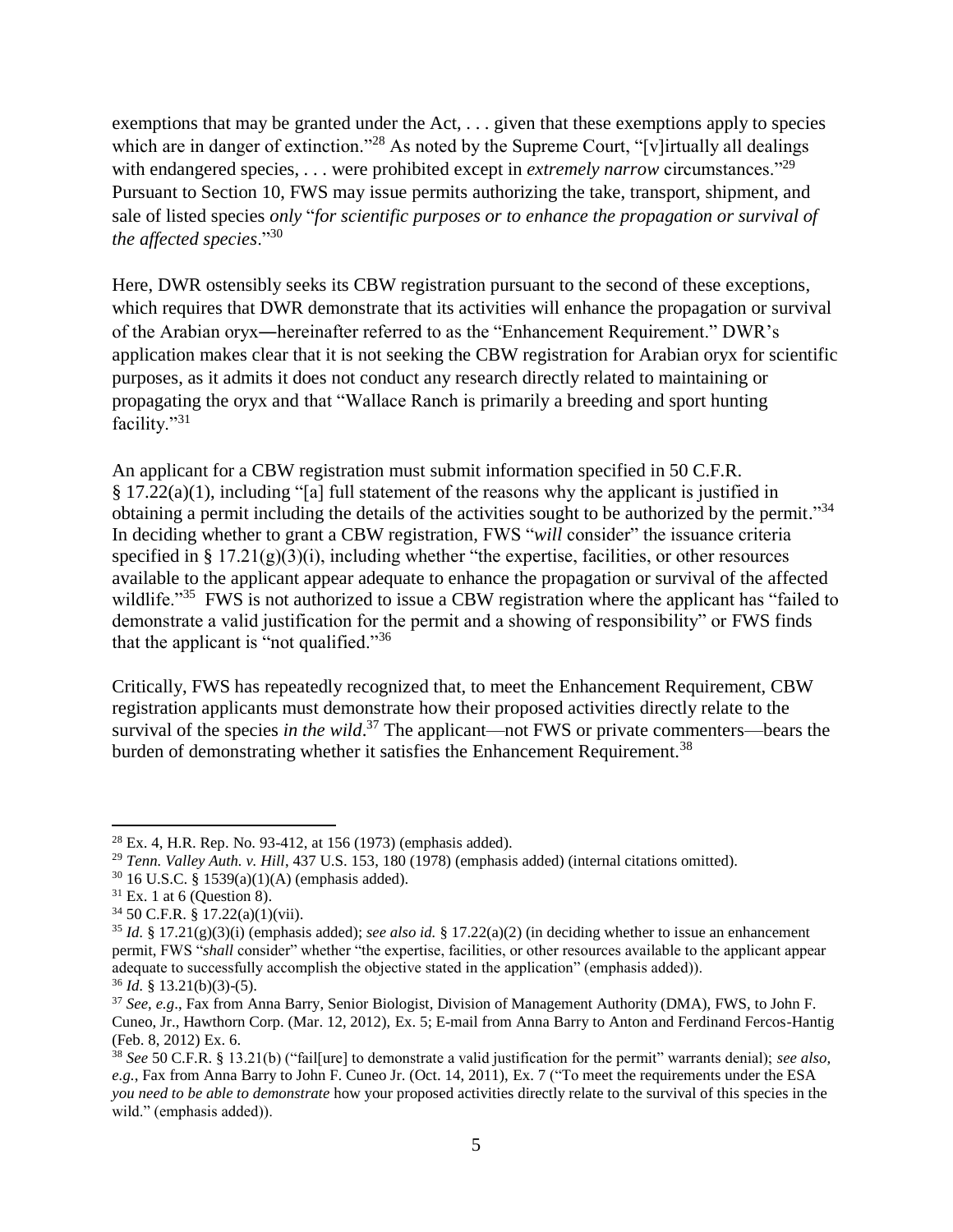exemptions that may be granted under the Act, . . . given that these exemptions apply to species which are in danger of extinction."[28] As noted by the Supreme Court, "[v]irtually all dealings with endangered species, . . . were prohibited except in *extremely narrow* circumstances."[29] Pursuant to Section 10, FWS may issue permits authorizing the take, transport, shipment, and sale of listed species *only* "*for scientific purposes or to enhance the propagation or survival of the affected species*."[30]

Here, DWR ostensibly seeks its CBW registration pursuant to the second of these exceptions, which requires that DWR demonstrate that its activities will enhance the propagation or survival of the Arabian oryx—hereinafter referred to as the "Enhancement Requirement." DWR's application makes clear that it is not seeking the CBW registration for Arabian oryx for scientific purposes, as it admits it does not conduct any research directly related to maintaining or propagating the oryx and that "Wallace Ranch is primarily a breeding and sport hunting facility."[31]

An applicant for a CBW registration must submit information specified in 50 C.F.R. § 17.22(a)(1), including "[a] full statement of the reasons why the applicant is justified in obtaining a permit including the details of the activities sought to be authorized by the permit."[34] In deciding whether to grant a CBW registration, FWS "*will* consider" the issuance criteria specified in § 17.21(g)(3)(i), including whether "the expertise, facilities, or other resources available to the applicant appear adequate to enhance the propagation or survival of the affected wildlife."[35] FWS is not authorized to issue a CBW registration where the applicant has "failed to demonstrate a valid justification for the permit and a showing of responsibility" or FWS finds that the applicant is "not qualified."[36]

Critically, FWS has repeatedly recognized that, to meet the Enhancement Requirement, CBW registration applicants must demonstrate how their proposed activities directly relate to the survival of the species *in the wild*.[37] The applicant—not FWS or private commenters—bears the burden of demonstrating whether it satisfies the Enhancement Requirement.[38]

---

[28] Ex. 4, H.R. Rep. No. 93-412, at 156 (1973) (emphasis added).

[29] *Tenn. Valley Auth. v. Hill*, 437 U.S. 153, 180 (1978) (emphasis added) (internal citations omitted).

[30] 16 U.S.C. § 1539(a)(1)(A) (emphasis added).

[31] Ex. 1 at 6 (Question 8).

[34] 50 C.F.R. § 17.22(a)(1)(vii).

[35] *Id.* § 17.21(g)(3)(i) (emphasis added); *see also id.* § 17.22(a)(2) (in deciding whether to issue an enhancement permit, FWS "*shall* consider" whether "the expertise, facilities, or other resources available to the applicant appear adequate to successfully accomplish the objective stated in the application" (emphasis added)).

[36] *Id.* § 13.21(b)(3)-(5).

[37] *See, e.g.*, Fax from Anna Barry, Senior Biologist, Division of Management Authority (DMA), FWS, to John F. Cuneo, Jr., Hawthorn Corp. (Mar. 12, 2012), Ex. 5; E-mail from Anna Barry to Anton and Ferdinand Fercos-Hantig (Feb. 8, 2012) Ex. 6.

[38] *See* 50 C.F.R. § 13.21(b) ("fail[ure] to demonstrate a valid justification for the permit" warrants denial); *see also, e.g.*, Fax from Anna Barry to John F. Cuneo Jr. (Oct. 14, 2011), Ex. 7 ("To meet the requirements under the ESA *you need to be able to demonstrate* how your proposed activities directly relate to the survival of this species in the wild." (emphasis added)).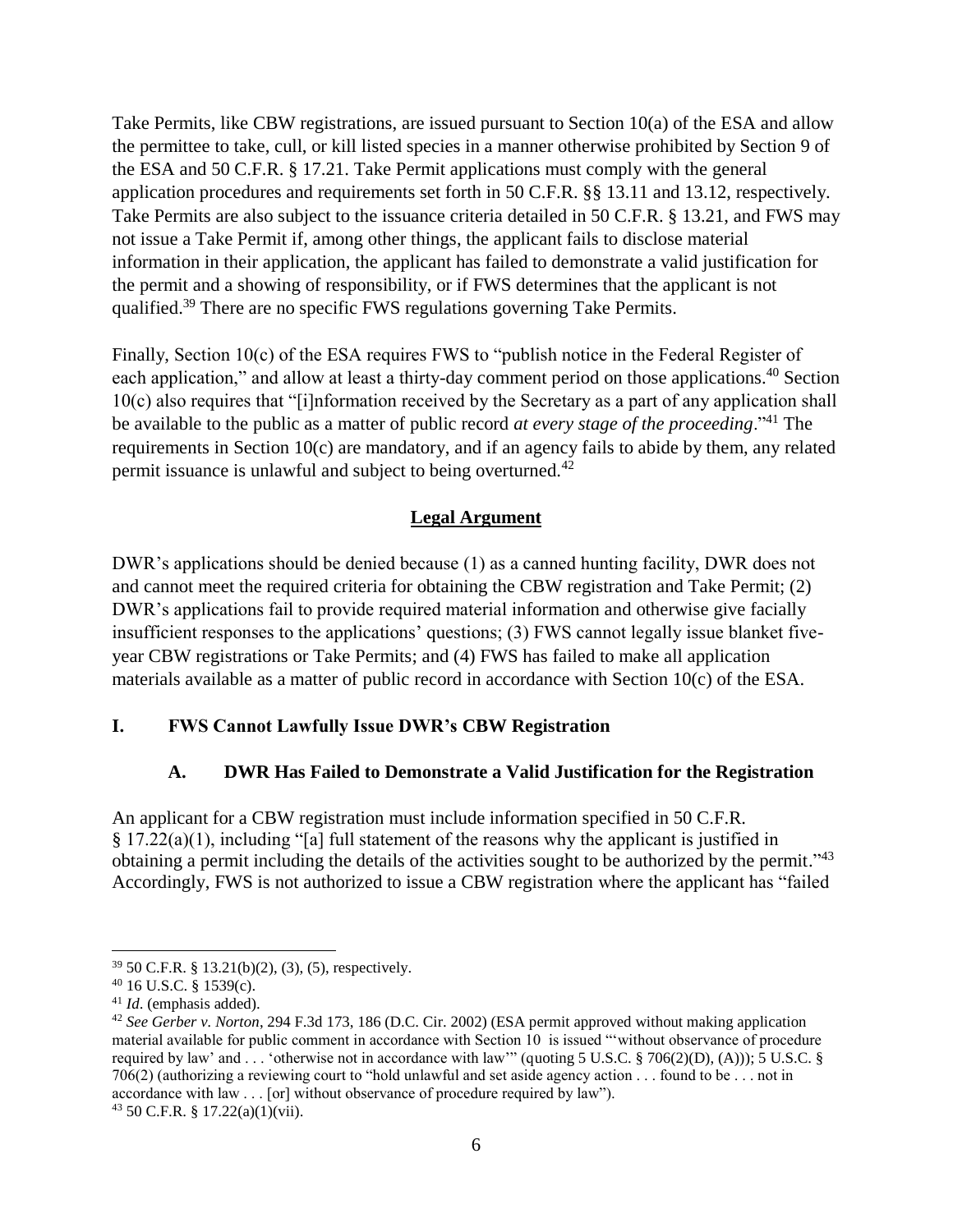Take Permits, like CBW registrations, are issued pursuant to Section 10(a) of the ESA and allow the permittee to take, cull, or kill listed species in a manner otherwise prohibited by Section 9 of the ESA and 50 C.F.R. § 17.21. Take Permit applications must comply with the general application procedures and requirements set forth in 50 C.F.R. §§ 13.11 and 13.12, respectively. Take Permits are also subject to the issuance criteria detailed in 50 C.F.R. § 13.21, and FWS may not issue a Take Permit if, among other things, the applicant fails to disclose material information in their application, the applicant has failed to demonstrate a valid justification for the permit and a showing of responsibility, or if FWS determines that the applicant is not qualified.[39] There are no specific FWS regulations governing Take Permits.

Finally, Section 10(c) of the ESA requires FWS to "publish notice in the Federal Register of each application," and allow at least a thirty-day comment period on those applications.[40] Section 10(c) also requires that "[i]nformation received by the Secretary as a part of any application shall be available to the public as a matter of public record *at every stage of the proceeding*."[41] The requirements in Section 10(c) are mandatory, and if an agency fails to abide by them, any related permit issuance is unlawful and subject to being overturned.[42]

## **Legal Argument**

DWR's applications should be denied because (1) as a canned hunting facility, DWR does not and cannot meet the required criteria for obtaining the CBW registration and Take Permit; (2) DWR's applications fail to provide required material information and otherwise give facially insufficient responses to the applications' questions; (3) FWS cannot legally issue blanket five-year CBW registrations or Take Permits; and (4) FWS has failed to make all application materials available as a matter of public record in accordance with Section 10(c) of the ESA.

### I. FWS Cannot Lawfully Issue DWR's CBW Registration

#### A. DWR Has Failed to Demonstrate a Valid Justification for the Registration

An applicant for a CBW registration must include information specified in 50 C.F.R. § 17.22(a)(1), including "[a] full statement of the reasons why the applicant is justified in obtaining a permit including the details of the activities sought to be authorized by the permit."[43] Accordingly, FWS is not authorized to issue a CBW registration where the applicant has "failed

---

[39] 50 C.F.R. § 13.21(b)(2), (3), (5), respectively.

[40] 16 U.S.C. § 1539(c).

[41] *Id.* (emphasis added).

[42] *See Gerber v. Norton*, 294 F.3d 173, 186 (D.C. Cir. 2002) (ESA permit approved without making application material available for public comment in accordance with Section 10 is issued "'without observance of procedure required by law' and . . . 'otherwise not in accordance with law'" (quoting 5 U.S.C. § 706(2)(D), (A))); 5 U.S.C. § 706(2) (authorizing a reviewing court to "hold unlawful and set aside agency action . . . found to be . . . not in accordance with law . . . [or] without observance of procedure required by law").

[43] 50 C.F.R. § 17.22(a)(1)(vii).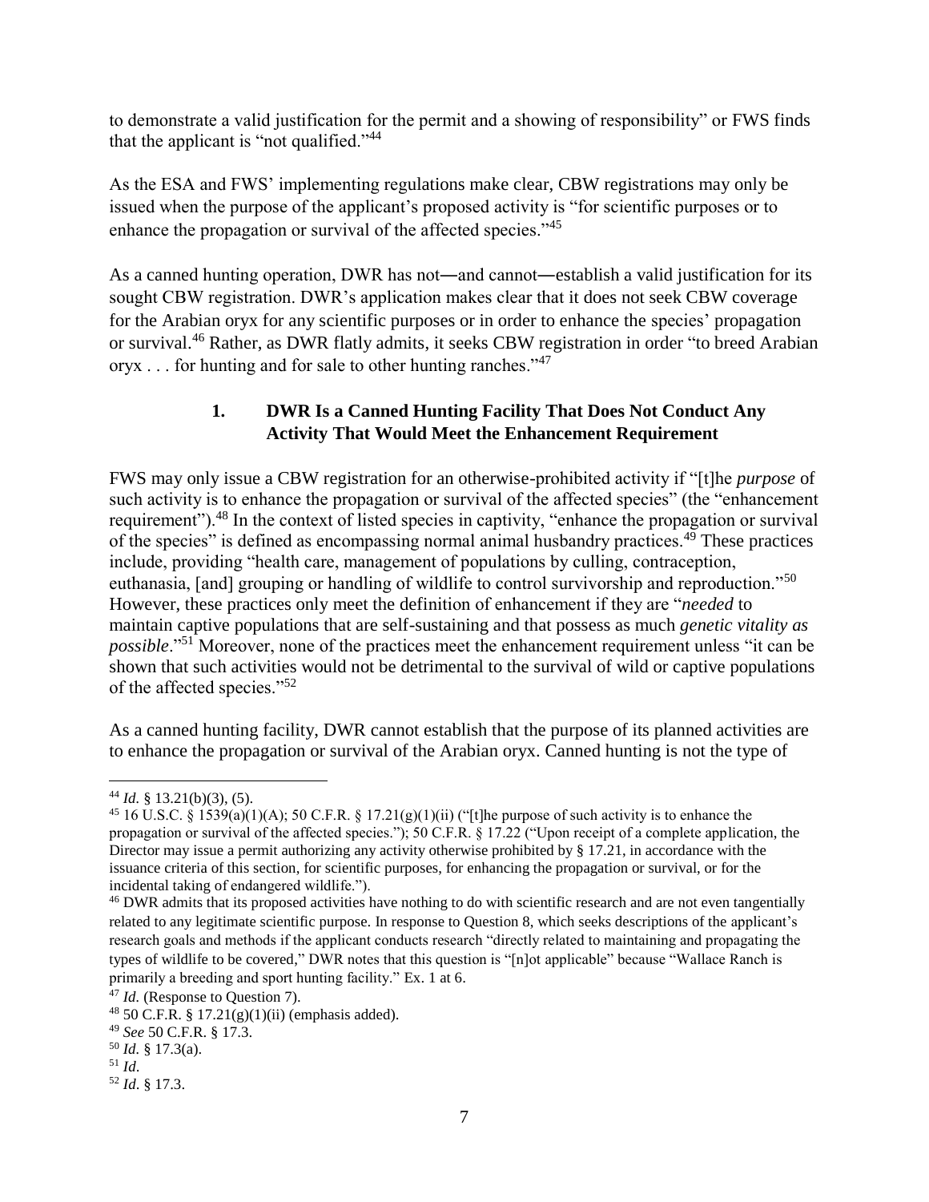to demonstrate a valid justification for the permit and a showing of responsibility" or FWS finds that the applicant is "not qualified."[44]

As the ESA and FWS' implementing regulations make clear, CBW registrations may only be issued when the purpose of the applicant's proposed activity is "for scientific purposes or to enhance the propagation or survival of the affected species."[45]

As a canned hunting operation, DWR has not―and cannot―establish a valid justification for its sought CBW registration. DWR's application makes clear that it does not seek CBW coverage for the Arabian oryx for any scientific purposes or in order to enhance the species' propagation or survival.[46] Rather, as DWR flatly admits, it seeks CBW registration in order "to breed Arabian oryx . . . for hunting and for sale to other hunting ranches."[47]

### 1. DWR Is a Canned Hunting Facility That Does Not Conduct Any Activity That Would Meet the Enhancement Requirement

FWS may only issue a CBW registration for an otherwise-prohibited activity if "[t]he *purpose* of such activity is to enhance the propagation or survival of the affected species" (the "enhancement requirement").[48] In the context of listed species in captivity, "enhance the propagation or survival of the species" is defined as encompassing normal animal husbandry practices.[49] These practices include, providing "health care, management of populations by culling, contraception, euthanasia, [and] grouping or handling of wildlife to control survivorship and reproduction."[50] However, these practices only meet the definition of enhancement if they are "*needed* to maintain captive populations that are self-sustaining and that possess as much *genetic vitality as possible*."[51] Moreover, none of the practices meet the enhancement requirement unless "it can be shown that such activities would not be detrimental to the survival of wild or captive populations of the affected species."[52]

As a canned hunting facility, DWR cannot establish that the purpose of its planned activities are to enhance the propagation or survival of the Arabian oryx. Canned hunting is not the type of

---

[44] *Id.* § 13.21(b)(3), (5).

[45] 16 U.S.C. § 1539(a)(1)(A); 50 C.F.R. § 17.21(g)(1)(ii) ("[t]he purpose of such activity is to enhance the propagation or survival of the affected species."); 50 C.F.R. § 17.22 ("Upon receipt of a complete application, the Director may issue a permit authorizing any activity otherwise prohibited by § 17.21, in accordance with the issuance criteria of this section, for scientific purposes, for enhancing the propagation or survival, or for the incidental taking of endangered wildlife.").

[46] DWR admits that its proposed activities have nothing to do with scientific research and are not even tangentially related to any legitimate scientific purpose. In response to Question 8, which seeks descriptions of the applicant's research goals and methods if the applicant conducts research "directly related to maintaining and propagating the types of wildlife to be covered," DWR notes that this question is "[n]ot applicable" because "Wallace Ranch is primarily a breeding and sport hunting facility." Ex. 1 at 6.

[47] *Id.* (Response to Question 7).

[48] 50 C.F.R. § 17.21(g)(1)(ii) (emphasis added).

[49] *See* 50 C.F.R. § 17.3.

[50] *Id.* § 17.3(a).

[51] *Id.*

[52] *Id.* § 17.3.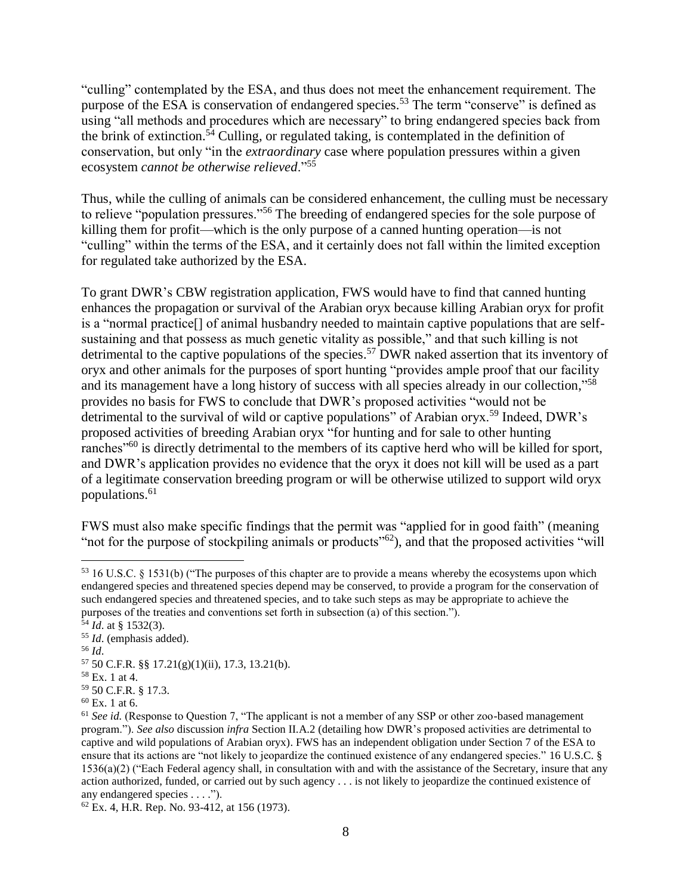"culling" contemplated by the ESA, and thus does not meet the enhancement requirement. The purpose of the ESA is conservation of endangered species.[53] The term "conserve" is defined as using "all methods and procedures which are necessary" to bring endangered species back from the brink of extinction.[54] Culling, or regulated taking, is contemplated in the definition of conservation, but only "in the *extraordinary* case where population pressures within a given ecosystem *cannot be otherwise relieved*."[55]

Thus, while the culling of animals can be considered enhancement, the culling must be necessary to relieve "population pressures."[56] The breeding of endangered species for the sole purpose of killing them for profit—which is the only purpose of a canned hunting operation—is not "culling" within the terms of the ESA, and it certainly does not fall within the limited exception for regulated take authorized by the ESA.

To grant DWR's CBW registration application, FWS would have to find that canned hunting enhances the propagation or survival of the Arabian oryx because killing Arabian oryx for profit is a "normal practice[] of animal husbandry needed to maintain captive populations that are self-sustaining and that possess as much genetic vitality as possible," and that such killing is not detrimental to the captive populations of the species.[57] DWR naked assertion that its inventory of oryx and other animals for the purposes of sport hunting "provides ample proof that our facility and its management have a long history of success with all species already in our collection,"[58] provides no basis for FWS to conclude that DWR's proposed activities "would not be detrimental to the survival of wild or captive populations" of Arabian oryx.[59] Indeed, DWR's proposed activities of breeding Arabian oryx "for hunting and for sale to other hunting ranches"[60] is directly detrimental to the members of its captive herd who will be killed for sport, and DWR's application provides no evidence that the oryx it does not kill will be used as a part of a legitimate conservation breeding program or will be otherwise utilized to support wild oryx populations.[61]

FWS must also make specific findings that the permit was "applied for in good faith" (meaning "not for the purpose of stockpiling animals or products"[62]), and that the proposed activities "will

---

[53] 16 U.S.C. § 1531(b) ("The purposes of this chapter are to provide a means whereby the ecosystems upon which endangered species and threatened species depend may be conserved, to provide a program for the conservation of such endangered species and threatened species, and to take such steps as may be appropriate to achieve the purposes of the treaties and conventions set forth in subsection (a) of this section.").

[54] *Id.* at § 1532(3).

[55] *Id.* (emphasis added).

[56] *Id.*

[57] 50 C.F.R. §§ 17.21(g)(1)(ii), 17.3, 13.21(b).

[58] Ex. 1 at 4.

[59] 50 C.F.R. § 17.3.

[60] Ex. 1 at 6.

[61] *See id.* (Response to Question 7, "The applicant is not a member of any SSP or other zoo-based management program."). *See also* discussion *infra* Section II.A.2 (detailing how DWR's proposed activities are detrimental to captive and wild populations of Arabian oryx). FWS has an independent obligation under Section 7 of the ESA to ensure that its actions are "not likely to jeopardize the continued existence of any endangered species." 16 U.S.C. § 1536(a)(2) ("Each Federal agency shall, in consultation with and with the assistance of the Secretary, insure that any action authorized, funded, or carried out by such agency . . . is not likely to jeopardize the continued existence of any endangered species . . . .").

[62] Ex. 4, H.R. Rep. No. 93-412, at 156 (1973).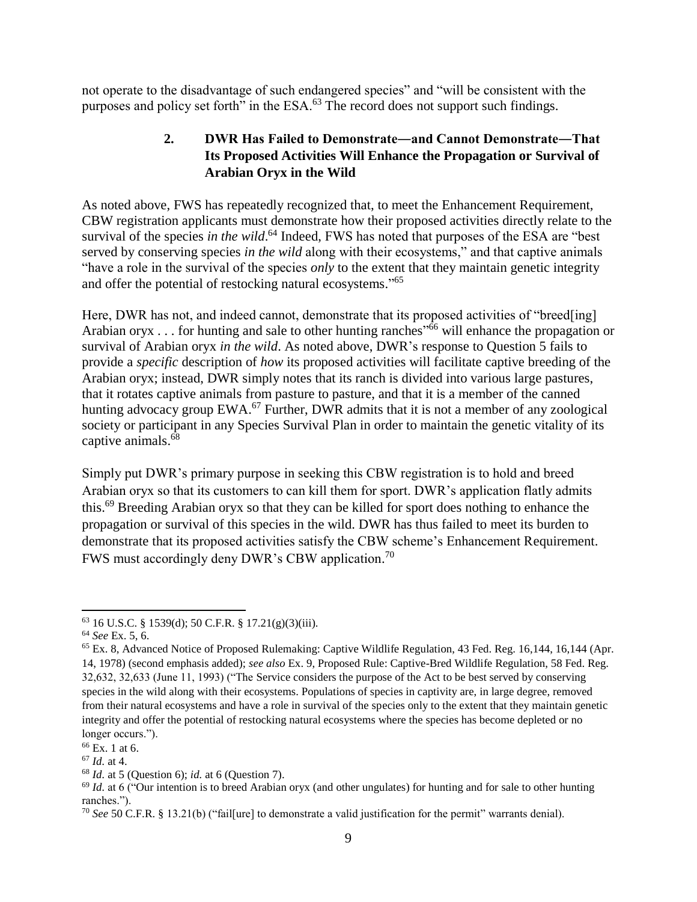not operate to the disadvantage of such endangered species" and "will be consistent with the purposes and policy set forth" in the ESA.[63] The record does not support such findings.

### 2. DWR Has Failed to Demonstrate—and Cannot Demonstrate—That Its Proposed Activities Will Enhance the Propagation or Survival of Arabian Oryx in the Wild

As noted above, FWS has repeatedly recognized that, to meet the Enhancement Requirement, CBW registration applicants must demonstrate how their proposed activities directly relate to the survival of the species *in the wild*.[64] Indeed, FWS has noted that purposes of the ESA are "best served by conserving species *in the wild* along with their ecosystems," and that captive animals "have a role in the survival of the species *only* to the extent that they maintain genetic integrity and offer the potential of restocking natural ecosystems."[65]

Here, DWR has not, and indeed cannot, demonstrate that its proposed activities of "breed[ing] Arabian oryx . . . for hunting and sale to other hunting ranches"[66] will enhance the propagation or survival of Arabian oryx *in the wild*. As noted above, DWR's response to Question 5 fails to provide a *specific* description of *how* its proposed activities will facilitate captive breeding of the Arabian oryx; instead, DWR simply notes that its ranch is divided into various large pastures, that it rotates captive animals from pasture to pasture, and that it is a member of the canned hunting advocacy group EWA.[67] Further, DWR admits that it is not a member of any zoological society or participant in any Species Survival Plan in order to maintain the genetic vitality of its captive animals.[68]

Simply put DWR's primary purpose in seeking this CBW registration is to hold and breed Arabian oryx so that its customers to can kill them for sport. DWR's application flatly admits this.[69] Breeding Arabian oryx so that they can be killed for sport does nothing to enhance the propagation or survival of this species in the wild. DWR has thus failed to meet its burden to demonstrate that its proposed activities satisfy the CBW scheme's Enhancement Requirement. FWS must accordingly deny DWR's CBW application.[70]

---

[63] 16 U.S.C. § 1539(d); 50 C.F.R. § 17.21(g)(3)(iii).

[64] *See* Ex. 5, 6.

[65] Ex. 8, Advanced Notice of Proposed Rulemaking: Captive Wildlife Regulation, 43 Fed. Reg. 16,144, 16,144 (Apr. 14, 1978) (second emphasis added); *see also* Ex. 9, Proposed Rule: Captive-Bred Wildlife Regulation, 58 Fed. Reg. 32,632, 32,633 (June 11, 1993) ("The Service considers the purpose of the Act to be best served by conserving species in the wild along with their ecosystems. Populations of species in captivity are, in large degree, removed from their natural ecosystems and have a role in survival of the species only to the extent that they maintain genetic integrity and offer the potential of restocking natural ecosystems where the species has become depleted or no longer occurs.").

[66] Ex. 1 at 6.

[67] *Id.* at 4.

[68] *Id.* at 5 (Question 6); *id.* at 6 (Question 7).

[69] *Id.* at 6 ("Our intention is to breed Arabian oryx (and other ungulates) for hunting and for sale to other hunting ranches.").

[70] *See* 50 C.F.R. § 13.21(b) ("fail[ure] to demonstrate a valid justification for the permit" warrants denial).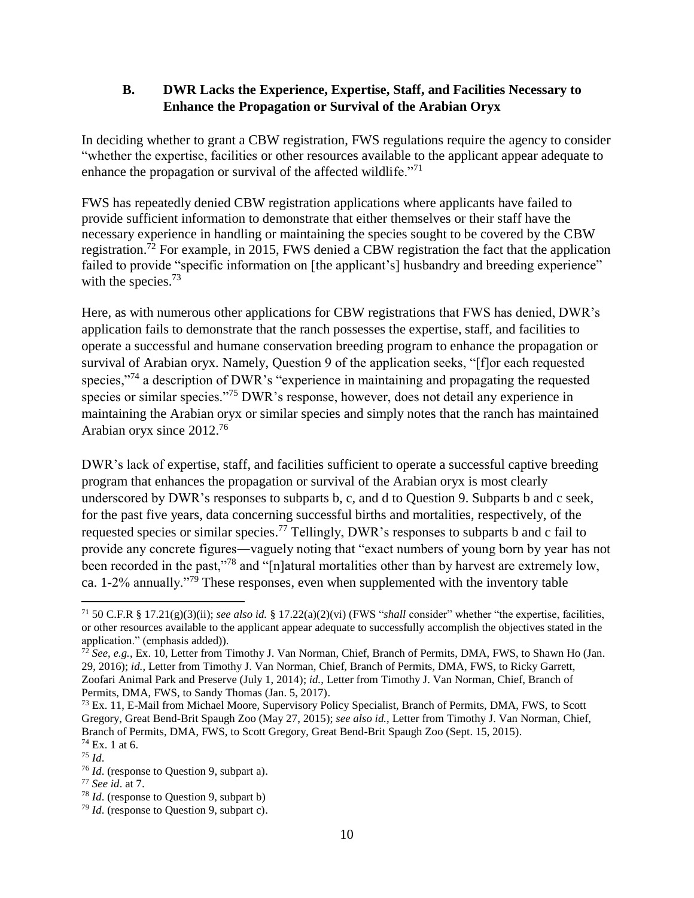### B. DWR Lacks the Experience, Expertise, Staff, and Facilities Necessary to Enhance the Propagation or Survival of the Arabian Oryx

In deciding whether to grant a CBW registration, FWS regulations require the agency to consider "whether the expertise, facilities or other resources available to the applicant appear adequate to enhance the propagation or survival of the affected wildlife."[71]

FWS has repeatedly denied CBW registration applications where applicants have failed to provide sufficient information to demonstrate that either themselves or their staff have the necessary experience in handling or maintaining the species sought to be covered by the CBW registration.[72] For example, in 2015, FWS denied a CBW registration the fact that the application failed to provide "specific information on [the applicant's] husbandry and breeding experience" with the species.[73]

Here, as with numerous other applications for CBW registrations that FWS has denied, DWR's application fails to demonstrate that the ranch possesses the expertise, staff, and facilities to operate a successful and humane conservation breeding program to enhance the propagation or survival of Arabian oryx. Namely, Question 9 of the application seeks, "[f]or each requested species,"[74] a description of DWR's "experience in maintaining and propagating the requested species or similar species."[75] DWR's response, however, does not detail any experience in maintaining the Arabian oryx or similar species and simply notes that the ranch has maintained Arabian oryx since 2012.[76]

DWR's lack of expertise, staff, and facilities sufficient to operate a successful captive breeding program that enhances the propagation or survival of the Arabian oryx is most clearly underscored by DWR's responses to subparts b, c, and d to Question 9. Subparts b and c seek, for the past five years, data concerning successful births and mortalities, respectively, of the requested species or similar species.[77] Tellingly, DWR's responses to subparts b and c fail to provide any concrete figures—vaguely noting that "exact numbers of young born by year has not been recorded in the past,"[78] and "[n]atural mortalities other than by harvest are extremely low, ca. 1-2% annually."[79] These responses, even when supplemented with the inventory table

---

[71] 50 C.F.R § 17.21(g)(3)(ii); *see also id.* § 17.22(a)(2)(vi) (FWS "*shall* consider" whether "the expertise, facilities, or other resources available to the applicant appear adequate to successfully accomplish the objectives stated in the application." (emphasis added)).

[72] *See, e.g.*, Ex. 10, Letter from Timothy J. Van Norman, Chief, Branch of Permits, DMA, FWS, to Shawn Ho (Jan. 29, 2016); *id.*, Letter from Timothy J. Van Norman, Chief, Branch of Permits, DMA, FWS, to Ricky Garrett, Zoofari Animal Park and Preserve (July 1, 2014); *id.*, Letter from Timothy J. Van Norman, Chief, Branch of Permits, DMA, FWS, to Sandy Thomas (Jan. 5, 2017).

[73] Ex. 11, E-Mail from Michael Moore, Supervisory Policy Specialist, Branch of Permits, DMA, FWS, to Scott Gregory, Great Bend-Brit Spaugh Zoo (May 27, 2015); *see also id.*, Letter from Timothy J. Van Norman, Chief, Branch of Permits, DMA, FWS, to Scott Gregory, Great Bend-Brit Spaugh Zoo (Sept. 15, 2015).

[74] Ex. 1 at 6.

[75] *Id.*

[76] *Id.* (response to Question 9, subpart a).

[77] *See id.* at 7.

[78] *Id.* (response to Question 9, subpart b)

[79] *Id.* (response to Question 9, subpart c).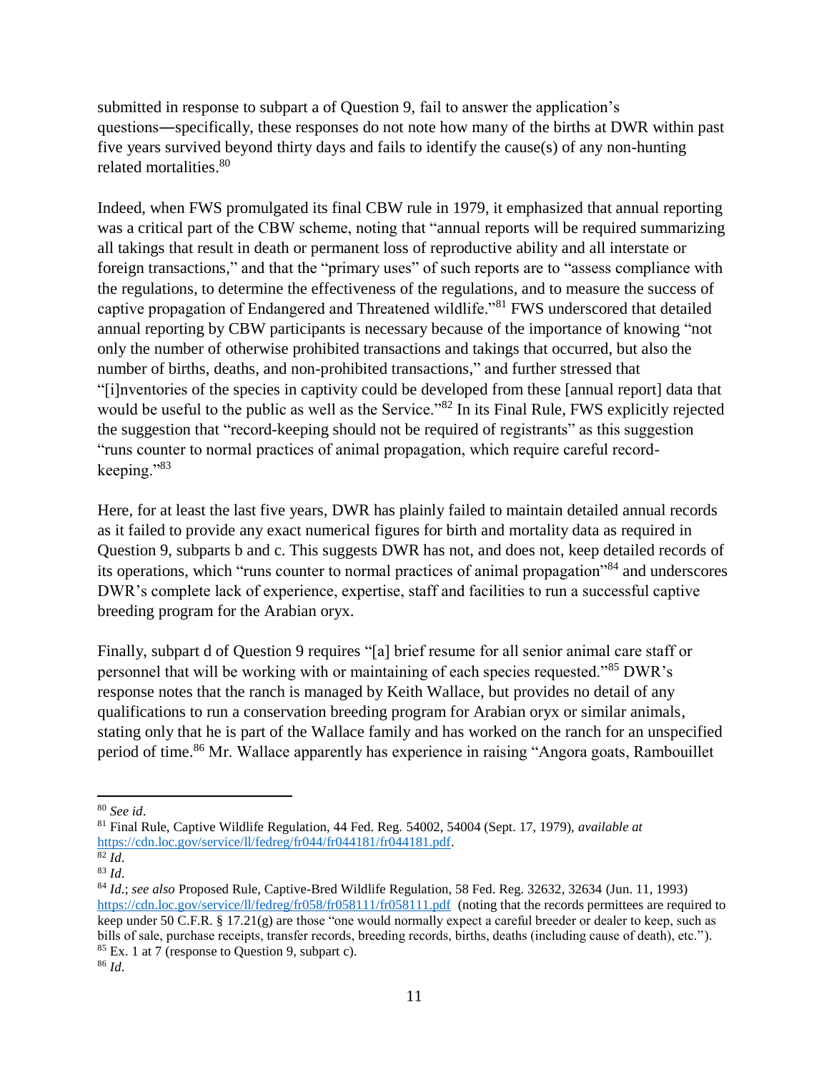submitted in response to subpart a of Question 9, fail to answer the application's questions—specifically, these responses do not note how many of the births at DWR within past five years survived beyond thirty days and fails to identify the cause(s) of any non-hunting related mortalities.[80]

Indeed, when FWS promulgated its final CBW rule in 1979, it emphasized that annual reporting was a critical part of the CBW scheme, noting that "annual reports will be required summarizing all takings that result in death or permanent loss of reproductive ability and all interstate or foreign transactions," and that the "primary uses" of such reports are to "assess compliance with the regulations, to determine the effectiveness of the regulations, and to measure the success of captive propagation of Endangered and Threatened wildlife."[81] FWS underscored that detailed annual reporting by CBW participants is necessary because of the importance of knowing "not only the number of otherwise prohibited transactions and takings that occurred, but also the number of births, deaths, and non-prohibited transactions," and further stressed that "[i]nventories of the species in captivity could be developed from these [annual report] data that would be useful to the public as well as the Service."[82] In its Final Rule, FWS explicitly rejected the suggestion that "record-keeping should not be required of registrants" as this suggestion "runs counter to normal practices of animal propagation, which require careful record-keeping."[83]

Here, for at least the last five years, DWR has plainly failed to maintain detailed annual records as it failed to provide any exact numerical figures for birth and mortality data as required in Question 9, subparts b and c. This suggests DWR has not, and does not, keep detailed records of its operations, which "runs counter to normal practices of animal propagation"[84] and underscores DWR's complete lack of experience, expertise, staff and facilities to run a successful captive breeding program for the Arabian oryx.

Finally, subpart d of Question 9 requires "[a] brief resume for all senior animal care staff or personnel that will be working with or maintaining of each species requested."[85] DWR's response notes that the ranch is managed by Keith Wallace, but provides no detail of any qualifications to run a conservation breeding program for Arabian oryx or similar animals, stating only that he is part of the Wallace family and has worked on the ranch for an unspecified period of time.[86] Mr. Wallace apparently has experience in raising "Angora goats, Rambouillet

---

[80] *See id*.

[81] Final Rule, Captive Wildlife Regulation, 44 Fed. Reg. 54002, 54004 (Sept. 17, 1979), *available at* https://cdn.loc.gov/service/ll/fedreg/fr044/fr044181/fr044181.pdf.

[82] *Id*.

[83] *Id*.

[84] *Id*.; *see also* Proposed Rule, Captive-Bred Wildlife Regulation, 58 Fed. Reg. 32632, 32634 (Jun. 11, 1993) https://cdn.loc.gov/service/ll/fedreg/fr058/fr058111/fr058111.pdf (noting that the records permittees are required to keep under 50 C.F.R. § 17.21(g) are those "one would normally expect a careful breeder or dealer to keep, such as bills of sale, purchase receipts, transfer records, breeding records, births, deaths (including cause of death), etc.").

[85] Ex. 1 at 7 (response to Question 9, subpart c).

[86] *Id*.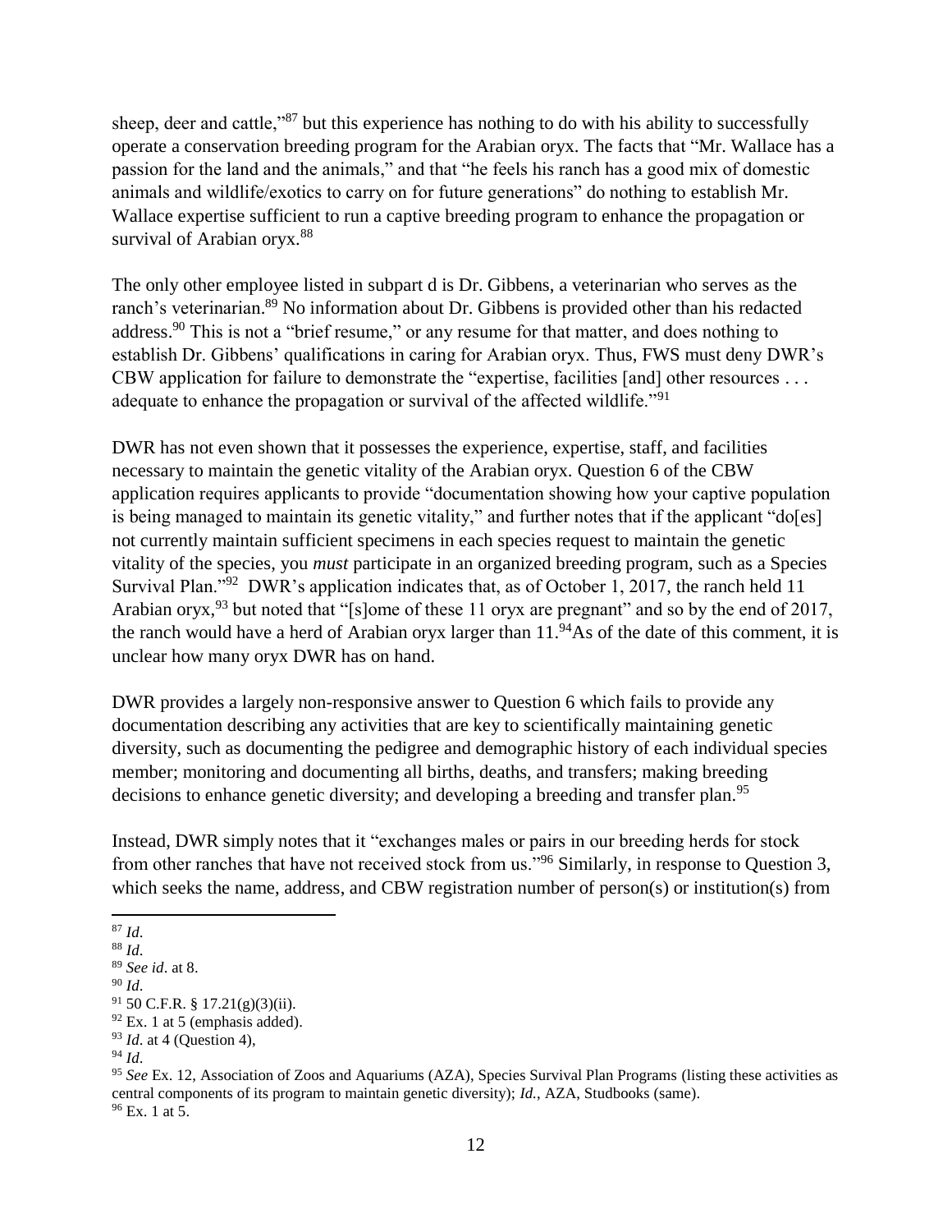sheep, deer and cattle,"[87] but this experience has nothing to do with his ability to successfully operate a conservation breeding program for the Arabian oryx. The facts that "Mr. Wallace has a passion for the land and the animals," and that "he feels his ranch has a good mix of domestic animals and wildlife/exotics to carry on for future generations" do nothing to establish Mr. Wallace expertise sufficient to run a captive breeding program to enhance the propagation or survival of Arabian oryx.[88]

The only other employee listed in subpart d is Dr. Gibbens, a veterinarian who serves as the ranch's veterinarian.[89] No information about Dr. Gibbens is provided other than his redacted address.[90] This is not a "brief resume," or any resume for that matter, and does nothing to establish Dr. Gibbens' qualifications in caring for Arabian oryx. Thus, FWS must deny DWR's CBW application for failure to demonstrate the "expertise, facilities [and] other resources . . . adequate to enhance the propagation or survival of the affected wildlife."[91]

DWR has not even shown that it possesses the experience, expertise, staff, and facilities necessary to maintain the genetic vitality of the Arabian oryx. Question 6 of the CBW application requires applicants to provide "documentation showing how your captive population is being managed to maintain its genetic vitality," and further notes that if the applicant "do[es] not currently maintain sufficient specimens in each species request to maintain the genetic vitality of the species, you *must* participate in an organized breeding program, such as a Species Survival Plan."[92] DWR's application indicates that, as of October 1, 2017, the ranch held 11 Arabian oryx,[93] but noted that "[s]ome of these 11 oryx are pregnant" and so by the end of 2017, the ranch would have a herd of Arabian oryx larger than 11.[94] As of the date of this comment, it is unclear how many oryx DWR has on hand.

DWR provides a largely non-responsive answer to Question 6 which fails to provide any documentation describing any activities that are key to scientifically maintaining genetic diversity, such as documenting the pedigree and demographic history of each individual species member; monitoring and documenting all births, deaths, and transfers; making breeding decisions to enhance genetic diversity; and developing a breeding and transfer plan.[95]

Instead, DWR simply notes that it "exchanges males or pairs in our breeding herds for stock from other ranches that have not received stock from us."[96] Similarly, in response to Question 3, which seeks the name, address, and CBW registration number of person(s) or institution(s) from

---

[87] *Id*.

[88] *Id*.

[89] *See id*. at 8.

[90] *Id*.

[91] 50 C.F.R. § 17.21(g)(3)(ii).

[92] Ex. 1 at 5 (emphasis added).

[93] *Id*. at 4 (Question 4),

[94] *Id*.

[95] *See* Ex. 12, Association of Zoos and Aquariums (AZA), Species Survival Plan Programs (listing these activities as central components of its program to maintain genetic diversity); *Id.*, AZA, Studbooks (same).

[96] Ex. 1 at 5.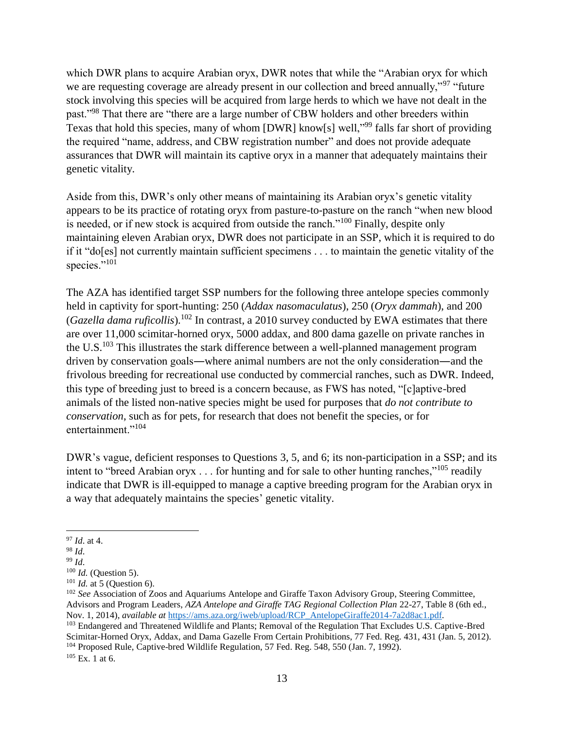which DWR plans to acquire Arabian oryx, DWR notes that while the "Arabian oryx for which we are requesting coverage are already present in our collection and breed annually,"[97] "future stock involving this species will be acquired from large herds to which we have not dealt in the past."[98] That there are "there are a large number of CBW holders and other breeders within Texas that hold this species, many of whom [DWR] know[s] well,"[99] falls far short of providing the required "name, address, and CBW registration number" and does not provide adequate assurances that DWR will maintain its captive oryx in a manner that adequately maintains their genetic vitality.

Aside from this, DWR's only other means of maintaining its Arabian oryx's genetic vitality appears to be its practice of rotating oryx from pasture-to-pasture on the ranch "when new blood is needed, or if new stock is acquired from outside the ranch."[100] Finally, despite only maintaining eleven Arabian oryx, DWR does not participate in an SSP, which it is required to do if it "do[es] not currently maintain sufficient specimens . . . to maintain the genetic vitality of the species."[101]

The AZA has identified target SSP numbers for the following three antelope species commonly held in captivity for sport-hunting: 250 (*Addax nasomaculatus*), 250 (*Oryx dammah*), and 200 (*Gazella dama ruficollis*).[102] In contrast, a 2010 survey conducted by EWA estimates that there are over 11,000 scimitar-horned oryx, 5000 addax, and 800 dama gazelle on private ranches in the U.S.[103] This illustrates the stark difference between a well-planned management program driven by conservation goals—where animal numbers are not the only consideration—and the frivolous breeding for recreational use conducted by commercial ranches, such as DWR. Indeed, this type of breeding just to breed is a concern because, as FWS has noted, "[c]aptive-bred animals of the listed non-native species might be used for purposes that *do not contribute to conservation*, such as for pets, for research that does not benefit the species, or for entertainment."[104]

DWR's vague, deficient responses to Questions 3, 5, and 6; its non-participation in a SSP; and its intent to "breed Arabian oryx . . . for hunting and for sale to other hunting ranches,"[105] readily indicate that DWR is ill-equipped to manage a captive breeding program for the Arabian oryx in a way that adequately maintains the species' genetic vitality.

---

[97] *Id.* at 4.

[98] *Id.*

[99] *Id.*

[100] *Id.* (Question 5).

[101] *Id.* at 5 (Question 6).

[102] *See* Association of Zoos and Aquariums Antelope and Giraffe Taxon Advisory Group, Steering Committee, Advisors and Program Leaders, *AZA Antelope and Giraffe TAG Regional Collection Plan* 22-27, Table 8 (6th ed., Nov. 1, 2014), *available at* https://ams.aza.org/iweb/upload/RCP_AntelopeGiraffe2014-7a2d8ac1.pdf.

[103] Endangered and Threatened Wildlife and Plants; Removal of the Regulation That Excludes U.S. Captive-Bred Scimitar-Horned Oryx, Addax, and Dama Gazelle From Certain Prohibitions, 77 Fed. Reg. 431, 431 (Jan. 5, 2012).

[104] Proposed Rule, Captive-bred Wildlife Regulation, 57 Fed. Reg. 548, 550 (Jan. 7, 1992).

[105] Ex. 1 at 6.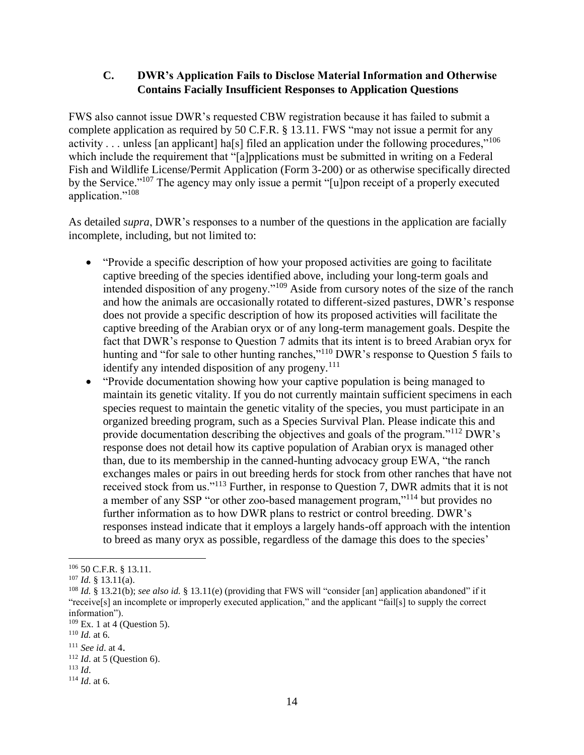### C. DWR's Application Fails to Disclose Material Information and Otherwise Contains Facially Insufficient Responses to Application Questions

FWS also cannot issue DWR's requested CBW registration because it has failed to submit a complete application as required by 50 C.F.R. § 13.11. FWS "may not issue a permit for any activity . . . unless [an applicant] ha[s] filed an application under the following procedures,"[106] which include the requirement that "[a]pplications must be submitted in writing on a Federal Fish and Wildlife License/Permit Application (Form 3-200) or as otherwise specifically directed by the Service."[107] The agency may only issue a permit "[u]pon receipt of a properly executed application."[108]

As detailed *supra*, DWR's responses to a number of the questions in the application are facially incomplete, including, but not limited to:

- "Provide a specific description of how your proposed activities are going to facilitate captive breeding of the species identified above, including your long-term goals and intended disposition of any progeny."[109] Aside from cursory notes of the size of the ranch and how the animals are occasionally rotated to different-sized pastures, DWR's response does not provide a specific description of how its proposed activities will facilitate the captive breeding of the Arabian oryx or of any long-term management goals. Despite the fact that DWR's response to Question 7 admits that its intent is to breed Arabian oryx for hunting and "for sale to other hunting ranches,"[110] DWR's response to Question 5 fails to identify any intended disposition of any progeny.[111]
- "Provide documentation showing how your captive population is being managed to maintain its genetic vitality. If you do not currently maintain sufficient specimens in each species request to maintain the genetic vitality of the species, you must participate in an organized breeding program, such as a Species Survival Plan. Please indicate this and provide documentation describing the objectives and goals of the program."[112] DWR's response does not detail how its captive population of Arabian oryx is managed other than, due to its membership in the canned-hunting advocacy group EWA, "the ranch exchanges males or pairs in out breeding herds for stock from other ranches that have not received stock from us."[113] Further, in response to Question 7, DWR admits that it is not a member of any SSP "or other zoo-based management program,"[114] but provides no further information as to how DWR plans to restrict or control breeding. DWR's responses instead indicate that it employs a largely hands-off approach with the intention to breed as many oryx as possible, regardless of the damage this does to the species'

---

[106] 50 C.F.R. § 13.11.

[107] *Id.* § 13.11(a).

[108] *Id.* § 13.21(b); *see also id.* § 13.11(e) (providing that FWS will "consider [an] application abandoned" if it "receive[s] an incomplete or improperly executed application," and the applicant "fail[s] to supply the correct information").

[109] Ex. 1 at 4 (Question 5).

[110] *Id.* at 6.

[111] *See id*. at 4.

[112] *Id*. at 5 (Question 6).

[113] *Id*.

[114] *Id*. at 6.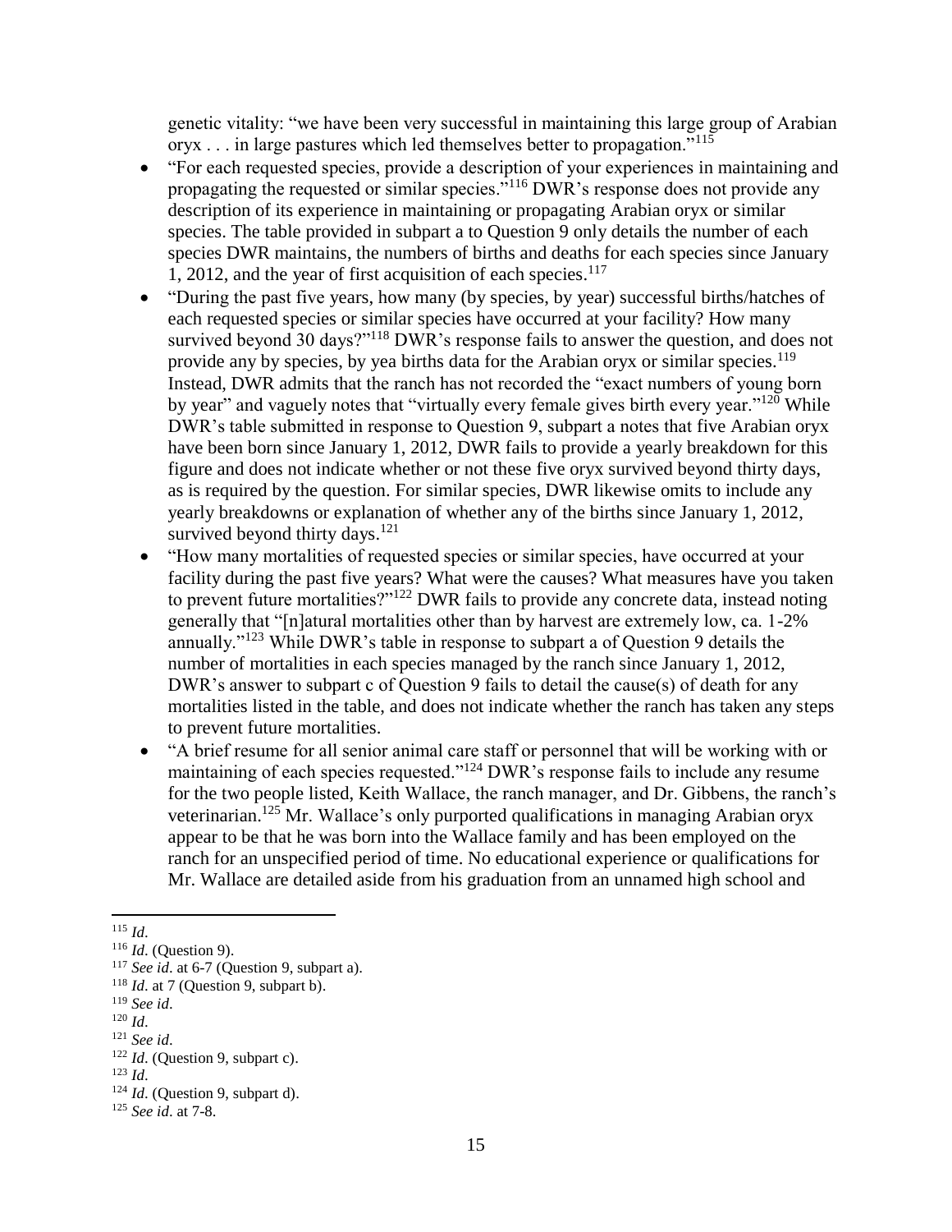genetic vitality: "we have been very successful in maintaining this large group of Arabian oryx . . . in large pastures which led themselves better to propagation."[115]

- "For each requested species, provide a description of your experiences in maintaining and propagating the requested or similar species."[116] DWR's response does not provide any description of its experience in maintaining or propagating Arabian oryx or similar species. The table provided in subpart a to Question 9 only details the number of each species DWR maintains, the numbers of births and deaths for each species since January 1, 2012, and the year of first acquisition of each species.[117]
- "During the past five years, how many (by species, by year) successful births/hatches of each requested species or similar species have occurred at your facility? How many survived beyond 30 days?"[118] DWR's response fails to answer the question, and does not provide any by species, by yea births data for the Arabian oryx or similar species.[119] Instead, DWR admits that the ranch has not recorded the "exact numbers of young born by year" and vaguely notes that "virtually every female gives birth every year."[120] While DWR's table submitted in response to Question 9, subpart a notes that five Arabian oryx have been born since January 1, 2012, DWR fails to provide a yearly breakdown for this figure and does not indicate whether or not these five oryx survived beyond thirty days, as is required by the question. For similar species, DWR likewise omits to include any yearly breakdowns or explanation of whether any of the births since January 1, 2012, survived beyond thirty days.[121]
- "How many mortalities of requested species or similar species, have occurred at your facility during the past five years? What were the causes? What measures have you taken to prevent future mortalities?"[122] DWR fails to provide any concrete data, instead noting generally that "[n]atural mortalities other than by harvest are extremely low, ca. 1-2% annually."[123] While DWR's table in response to subpart a of Question 9 details the number of mortalities in each species managed by the ranch since January 1, 2012, DWR's answer to subpart c of Question 9 fails to detail the cause(s) of death for any mortalities listed in the table, and does not indicate whether the ranch has taken any steps to prevent future mortalities.
- "A brief resume for all senior animal care staff or personnel that will be working with or maintaining of each species requested."[124] DWR's response fails to include any resume for the two people listed, Keith Wallace, the ranch manager, and Dr. Gibbens, the ranch's veterinarian.[125] Mr. Wallace's only purported qualifications in managing Arabian oryx appear to be that he was born into the Wallace family and has been employed on the ranch for an unspecified period of time. No educational experience or qualifications for Mr. Wallace are detailed aside from his graduation from an unnamed high school and

---

[115] *Id*.

[116] *Id*. (Question 9).

[117] *See id*. at 6-7 (Question 9, subpart a).

[118] *Id*. at 7 (Question 9, subpart b).

[119] *See id*.

[120] *Id*.

[121] *See id*.

[122] *Id*. (Question 9, subpart c).

[123] *Id*.

[124] *Id*. (Question 9, subpart d).

[125] *See id*. at 7-8.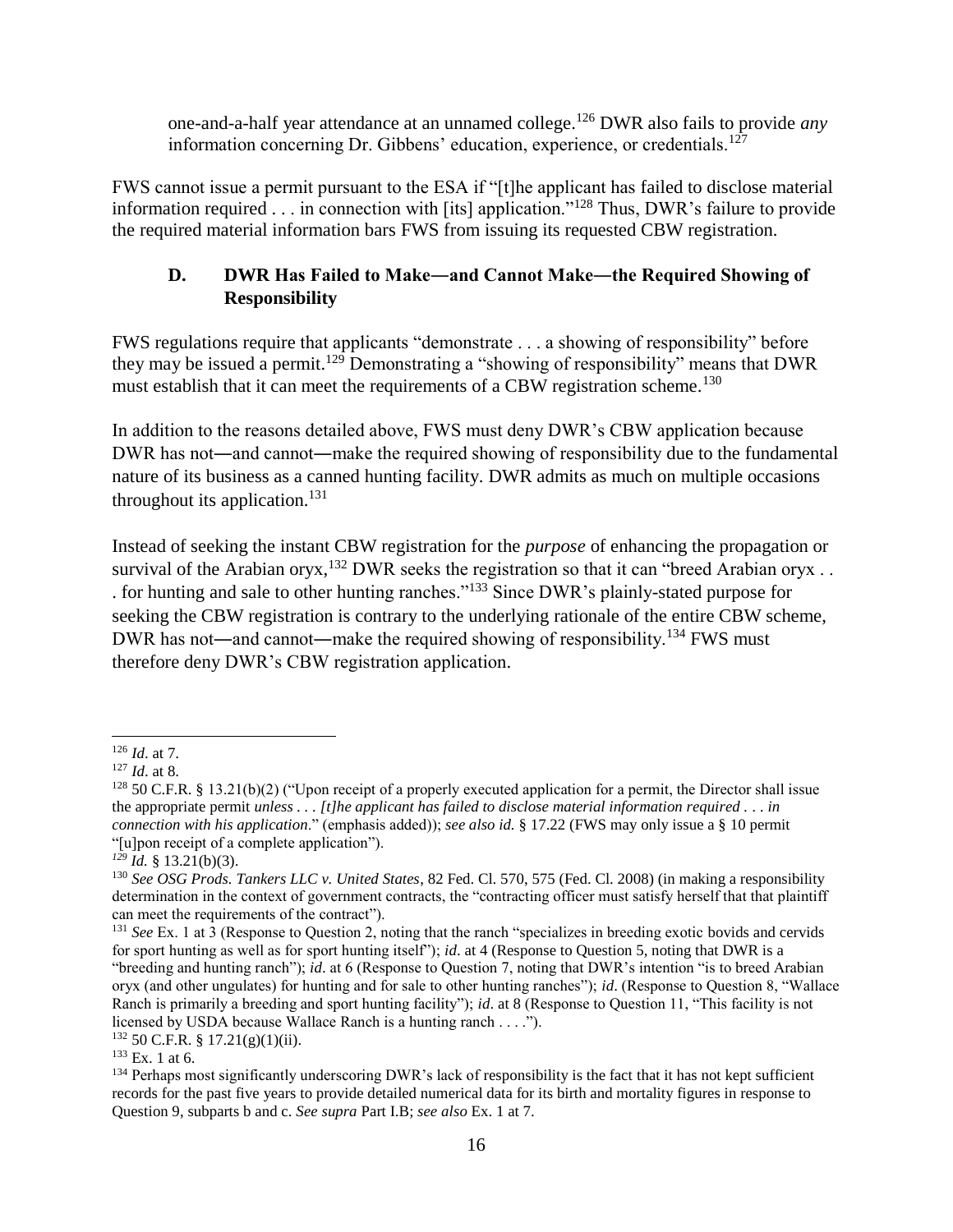one-and-a-half year attendance at an unnamed college.[126] DWR also fails to provide *any* information concerning Dr. Gibbens' education, experience, or credentials.[127]

FWS cannot issue a permit pursuant to the ESA if "[t]he applicant has failed to disclose material information required . . . in connection with [its] application."[128] Thus, DWR's failure to provide the required material information bars FWS from issuing its requested CBW registration.

### D. DWR Has Failed to Make—and Cannot Make—the Required Showing of Responsibility

FWS regulations require that applicants "demonstrate . . . a showing of responsibility" before they may be issued a permit.[129] Demonstrating a "showing of responsibility" means that DWR must establish that it can meet the requirements of a CBW registration scheme.[130]

In addition to the reasons detailed above, FWS must deny DWR's CBW application because DWR has not—and cannot—make the required showing of responsibility due to the fundamental nature of its business as a canned hunting facility. DWR admits as much on multiple occasions throughout its application.[131]

Instead of seeking the instant CBW registration for the *purpose* of enhancing the propagation or survival of the Arabian oryx,[132] DWR seeks the registration so that it can "breed Arabian oryx . . . for hunting and sale to other hunting ranches."[133] Since DWR's plainly-stated purpose for seeking the CBW registration is contrary to the underlying rationale of the entire CBW scheme, DWR has not—and cannot—make the required showing of responsibility.[134] FWS must therefore deny DWR's CBW registration application.

---

[126] *Id*. at 7.

[127] *Id*. at 8.

[128] 50 C.F.R. § 13.21(b)(2) ("Upon receipt of a properly executed application for a permit, the Director shall issue the appropriate permit *unless . . . [t]he applicant has failed to disclose material information required . . . in connection with his application*." (emphasis added)); *see also id.* § 17.22 (FWS may only issue a § 10 permit "[u]pon receipt of a complete application").

[129] *Id.* § 13.21(b)(3).

[130] *See OSG Prods. Tankers LLC v. United States*, 82 Fed. Cl. 570, 575 (Fed. Cl. 2008) (in making a responsibility determination in the context of government contracts, the "contracting officer must satisfy herself that that plaintiff can meet the requirements of the contract").

[131] *See* Ex. 1 at 3 (Response to Question 2, noting that the ranch "specializes in breeding exotic bovids and cervids for sport hunting as well as for sport hunting itself"); *id*. at 4 (Response to Question 5, noting that DWR is a "breeding and hunting ranch"); *id*. at 6 (Response to Question 7, noting that DWR's intention "is to breed Arabian oryx (and other ungulates) for hunting and for sale to other hunting ranches"); *id*. (Response to Question 8, "Wallace Ranch is primarily a breeding and sport hunting facility"); *id*. at 8 (Response to Question 11, "This facility is not licensed by USDA because Wallace Ranch is a hunting ranch . . . .").

[132] 50 C.F.R. § 17.21(g)(1)(ii).

[133] Ex. 1 at 6.

[134] Perhaps most significantly underscoring DWR's lack of responsibility is the fact that it has not kept sufficient records for the past five years to provide detailed numerical data for its birth and mortality figures in response to Question 9, subparts b and c. *See supra* Part I.B; *see also* Ex. 1 at 7.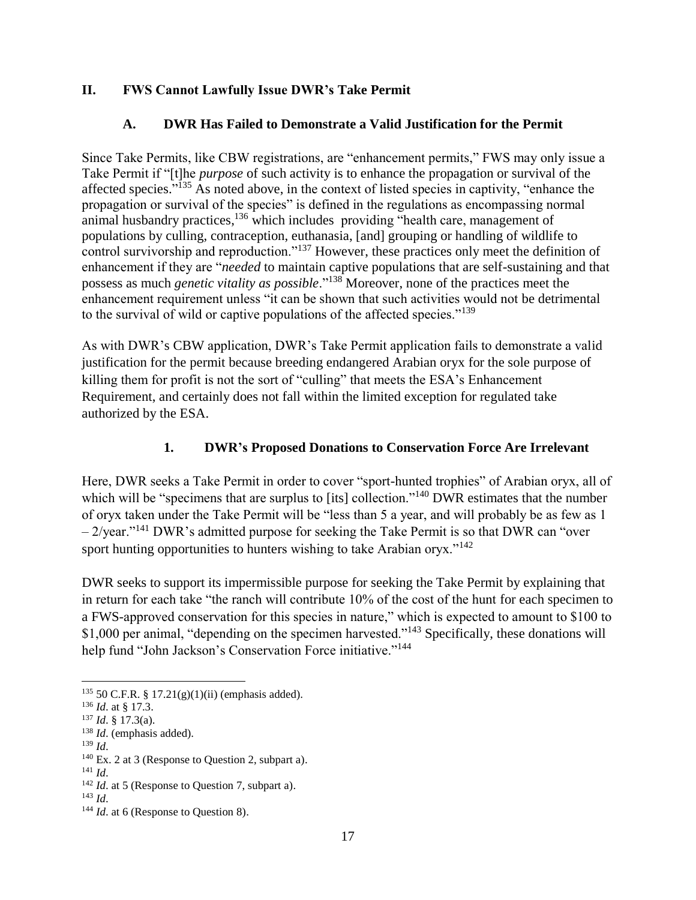## II. FWS Cannot Lawfully Issue DWR's Take Permit

### A. DWR Has Failed to Demonstrate a Valid Justification for the Permit

Since Take Permits, like CBW registrations, are "enhancement permits," FWS may only issue a Take Permit if "[t]he *purpose* of such activity is to enhance the propagation or survival of the affected species."[135] As noted above, in the context of listed species in captivity, "enhance the propagation or survival of the species" is defined in the regulations as encompassing normal animal husbandry practices,[136] which includes providing "health care, management of populations by culling, contraception, euthanasia, [and] grouping or handling of wildlife to control survivorship and reproduction."[137] However, these practices only meet the definition of enhancement if they are "*needed* to maintain captive populations that are self-sustaining and that possess as much *genetic vitality as possible*."[138] Moreover, none of the practices meet the enhancement requirement unless "it can be shown that such activities would not be detrimental to the survival of wild or captive populations of the affected species."[139]

As with DWR's CBW application, DWR's Take Permit application fails to demonstrate a valid justification for the permit because breeding endangered Arabian oryx for the sole purpose of killing them for profit is not the sort of "culling" that meets the ESA's Enhancement Requirement, and certainly does not fall within the limited exception for regulated take authorized by the ESA.

#### 1. DWR's Proposed Donations to Conservation Force Are Irrelevant

Here, DWR seeks a Take Permit in order to cover "sport-hunted trophies" of Arabian oryx, all of which will be "specimens that are surplus to [its] collection."[140] DWR estimates that the number of oryx taken under the Take Permit will be "less than 5 a year, and will probably be as few as 1 – 2/year."[141] DWR's admitted purpose for seeking the Take Permit is so that DWR can "over sport hunting opportunities to hunters wishing to take Arabian oryx."[142]

DWR seeks to support its impermissible purpose for seeking the Take Permit by explaining that in return for each take "the ranch will contribute 10% of the cost of the hunt for each specimen to a FWS-approved conservation for this species in nature," which is expected to amount to \$100 to \$1,000 per animal, "depending on the specimen harvested."[143] Specifically, these donations will help fund "John Jackson's Conservation Force initiative."[144]

---

[135] 50 C.F.R. § 17.21(g)(1)(ii) (emphasis added).
[136] *Id*. at § 17.3.
[137] *Id*. § 17.3(a).
[138] *Id*. (emphasis added).
[139] *Id*.
[140] Ex. 2 at 3 (Response to Question 2, subpart a).
[141] *Id*.
[142] *Id*. at 5 (Response to Question 7, subpart a).
[143] *Id*.
[144] *Id*. at 6 (Response to Question 8).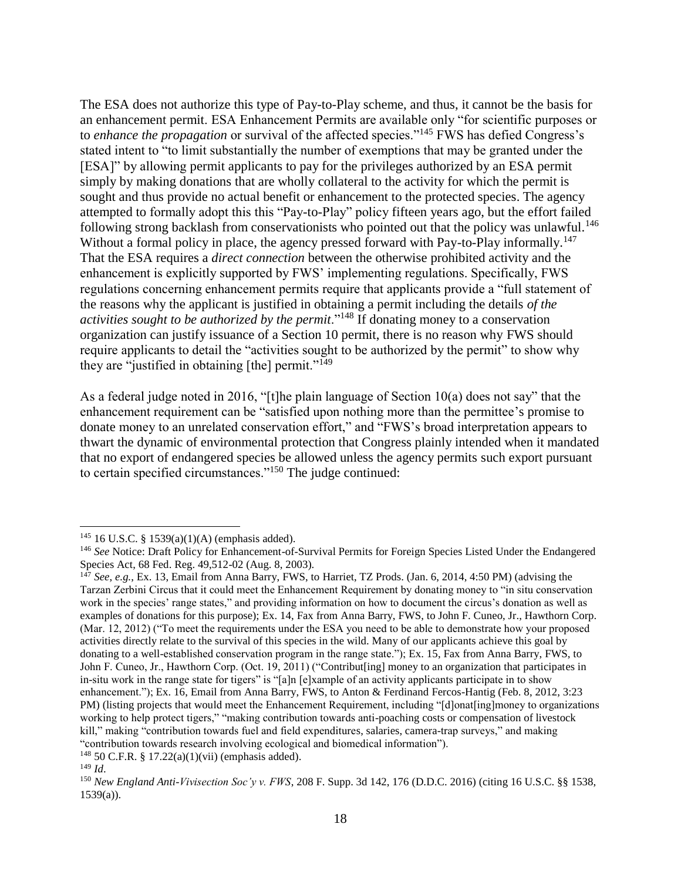The ESA does not authorize this type of Pay-to-Play scheme, and thus, it cannot be the basis for an enhancement permit. ESA Enhancement Permits are available only "for scientific purposes or to *enhance the propagation* or survival of the affected species."[145] FWS has defied Congress's stated intent to "to limit substantially the number of exemptions that may be granted under the [ESA]" by allowing permit applicants to pay for the privileges authorized by an ESA permit simply by making donations that are wholly collateral to the activity for which the permit is sought and thus provide no actual benefit or enhancement to the protected species. The agency attempted to formally adopt this this "Pay-to-Play" policy fifteen years ago, but the effort failed following strong backlash from conservationists who pointed out that the policy was unlawful.[146] Without a formal policy in place, the agency pressed forward with Pay-to-Play informally.[147] That the ESA requires a *direct connection* between the otherwise prohibited activity and the enhancement is explicitly supported by FWS' implementing regulations. Specifically, FWS regulations concerning enhancement permits require that applicants provide a "full statement of the reasons why the applicant is justified in obtaining a permit including the details *of the activities sought to be authorized by the permit*."[148] If donating money to a conservation organization can justify issuance of a Section 10 permit, there is no reason why FWS should require applicants to detail the "activities sought to be authorized by the permit" to show why they are "justified in obtaining [the] permit."[149]

As a federal judge noted in 2016, "[t]he plain language of Section 10(a) does not say" that the enhancement requirement can be "satisfied upon nothing more than the permittee's promise to donate money to an unrelated conservation effort," and "FWS's broad interpretation appears to thwart the dynamic of environmental protection that Congress plainly intended when it mandated that no export of endangered species be allowed unless the agency permits such export pursuant to certain specified circumstances."[150] The judge continued:

---

[145] 16 U.S.C. § 1539(a)(1)(A) (emphasis added).

[146] *See* Notice: Draft Policy for Enhancement-of-Survival Permits for Foreign Species Listed Under the Endangered Species Act, 68 Fed. Reg. 49,512-02 (Aug. 8, 2003).

[147] *See*, *e.g.*, Ex. 13, Email from Anna Barry, FWS, to Harriet, TZ Prods. (Jan. 6, 2014, 4:50 PM) (advising the Tarzan Zerbini Circus that it could meet the Enhancement Requirement by donating money to "in situ conservation work in the species' range states," and providing information on how to document the circus's donation as well as examples of donations for this purpose); Ex. 14, Fax from Anna Barry, FWS, to John F. Cuneo, Jr., Hawthorn Corp. (Mar. 12, 2012) ("To meet the requirements under the ESA you need to be able to demonstrate how your proposed activities directly relate to the survival of this species in the wild. Many of our applicants achieve this goal by donating to a well-established conservation program in the range state."); Ex. 15, Fax from Anna Barry, FWS, to John F. Cuneo, Jr., Hawthorn Corp. (Oct. 19, 2011) ("Contribut[ing] money to an organization that participates in in-situ work in the range state for tigers" is "[a]n [e]xample of an activity applicants participate in to show enhancement."); Ex. 16, Email from Anna Barry, FWS, to Anton & Ferdinand Fercos-Hantig (Feb. 8, 2012, 3:23 PM) (listing projects that would meet the Enhancement Requirement, including "[d]onat[ing]money to organizations working to help protect tigers," "making contribution towards anti-poaching costs or compensation of livestock kill," making "contribution towards fuel and field expenditures, salaries, camera-trap surveys," and making "contribution towards research involving ecological and biomedical information").

[148] 50 C.F.R. § 17.22(a)(1)(vii) (emphasis added).

[149] *Id*.

[150] *New England Anti-Vivisection Soc'y v. FWS*, 208 F. Supp. 3d 142, 176 (D.D.C. 2016) (citing 16 U.S.C. §§ 1538, 1539(a)).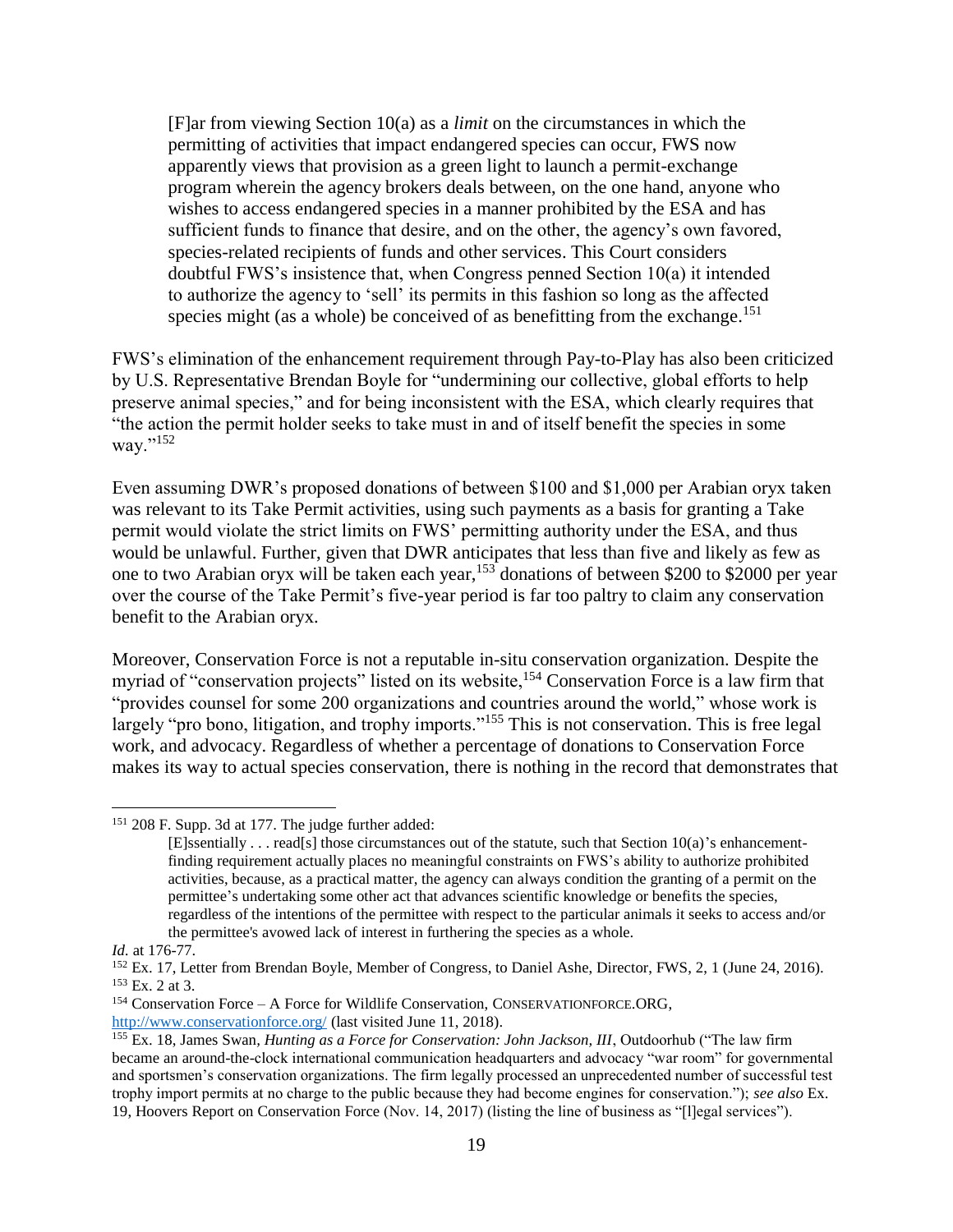> [F]ar from viewing Section 10(a) as a *limit* on the circumstances in which the permitting of activities that impact endangered species can occur, FWS now apparently views that provision as a green light to launch a permit-exchange program wherein the agency brokers deals between, on the one hand, anyone who wishes to access endangered species in a manner prohibited by the ESA and has sufficient funds to finance that desire, and on the other, the agency's own favored, species-related recipients of funds and other services. This Court considers doubtful FWS's insistence that, when Congress penned Section 10(a) it intended to authorize the agency to 'sell' its permits in this fashion so long as the affected species might (as a whole) be conceived of as benefitting from the exchange.[151]

FWS's elimination of the enhancement requirement through Pay-to-Play has also been criticized by U.S. Representative Brendan Boyle for "undermining our collective, global efforts to help preserve animal species," and for being inconsistent with the ESA, which clearly requires that "the action the permit holder seeks to take must in and of itself benefit the species in some way."[152]

Even assuming DWR's proposed donations of between $100 and $1,000 per Arabian oryx taken was relevant to its Take Permit activities, using such payments as a basis for granting a Take permit would violate the strict limits on FWS' permitting authority under the ESA, and thus would be unlawful. Further, given that DWR anticipates that less than five and likely as few as one to two Arabian oryx will be taken each year,[153] donations of between $200 to $2000 per year over the course of the Take Permit's five-year period is far too paltry to claim any conservation benefit to the Arabian oryx.

Moreover, Conservation Force is not a reputable in-situ conservation organization. Despite the myriad of "conservation projects" listed on its website,[154] Conservation Force is a law firm that "provides counsel for some 200 organizations and countries around the world," whose work is largely "pro bono, litigation, and trophy imports."[155] This is not conservation. This is free legal work, and advocacy. Regardless of whether a percentage of donations to Conservation Force makes its way to actual species conservation, there is nothing in the record that demonstrates that

---

[151] 208 F. Supp. 3d at 177. The judge further added:

> [E]ssentially . . . read[s] those circumstances out of the statute, such that Section 10(a)'s enhancement-finding requirement actually places no meaningful constraints on FWS's ability to authorize prohibited activities, because, as a practical matter, the agency can always condition the granting of a permit on the permittee's undertaking some other act that advances scientific knowledge or benefits the species, regardless of the intentions of the permittee with respect to the particular animals it seeks to access and/or the permittee's avowed lack of interest in furthering the species as a whole.

*Id.* at 176-77.

[152] Ex. 17, Letter from Brendan Boyle, Member of Congress, to Daniel Ashe, Director, FWS, 2, 1 (June 24, 2016).

[153] Ex. 2 at 3.

[154] Conservation Force – A Force for Wildlife Conservation, CONSERVATIONFORCE.ORG, http://www.conservationforce.org/ (last visited June 11, 2018).

[155] Ex. 18, James Swan, *Hunting as a Force for Conservation: John Jackson, III*, Outdoorhub ("The law firm became an around-the-clock international communication headquarters and advocacy "war room" for governmental and sportsmen's conservation organizations. The firm legally processed an unprecedented number of successful test trophy import permits at no charge to the public because they had become engines for conservation."); *see also* Ex. 19, Hoovers Report on Conservation Force (Nov. 14, 2017) (listing the line of business as "[l]egal services").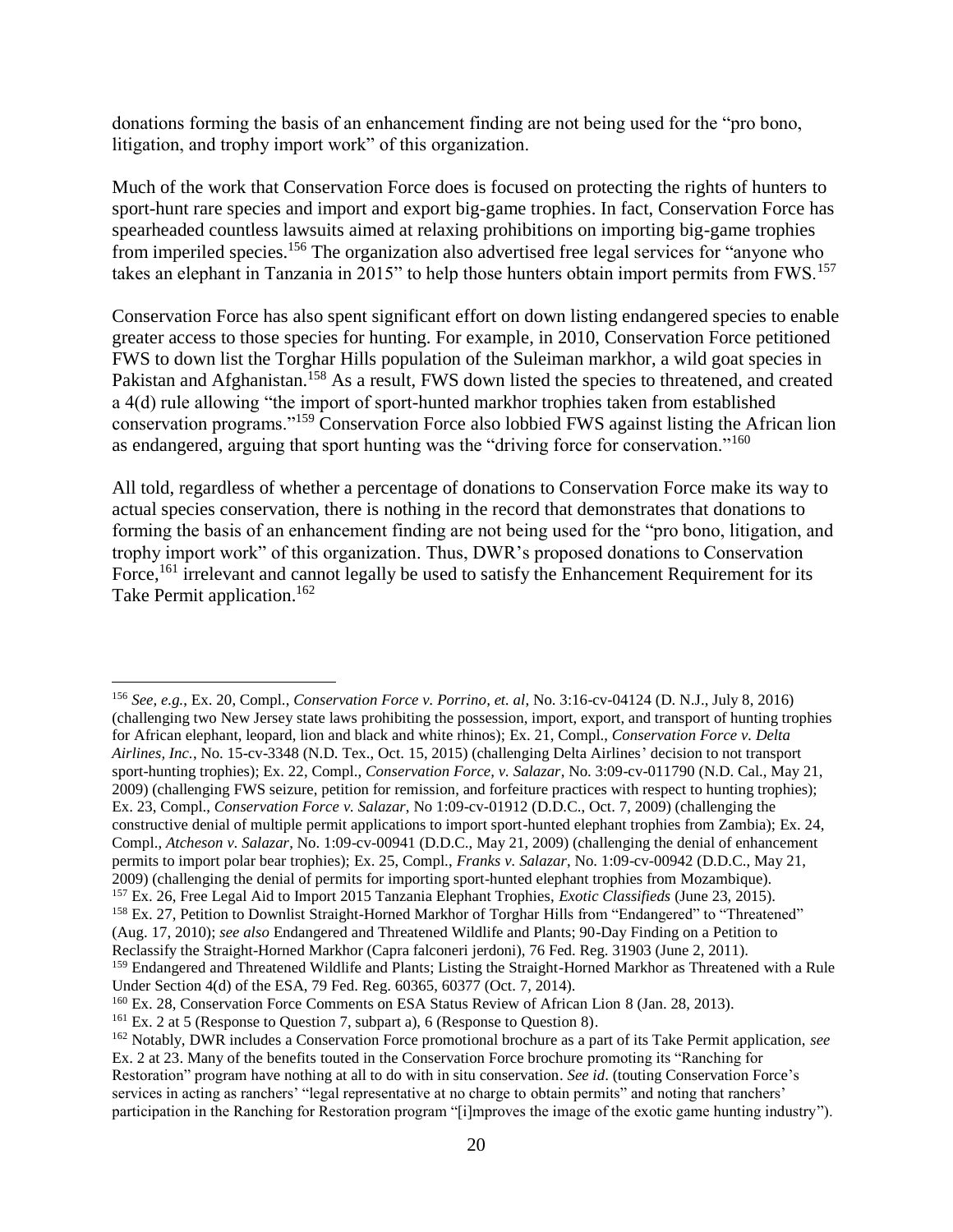donations forming the basis of an enhancement finding are not being used for the "pro bono, litigation, and trophy import work" of this organization.

Much of the work that Conservation Force does is focused on protecting the rights of hunters to sport-hunt rare species and import and export big-game trophies. In fact, Conservation Force has spearheaded countless lawsuits aimed at relaxing prohibitions on importing big-game trophies from imperiled species.[156] The organization also advertised free legal services for "anyone who takes an elephant in Tanzania in 2015" to help those hunters obtain import permits from FWS.[157]

Conservation Force has also spent significant effort on down listing endangered species to enable greater access to those species for hunting. For example, in 2010, Conservation Force petitioned FWS to down list the Torghar Hills population of the Suleiman markhor, a wild goat species in Pakistan and Afghanistan.[158] As a result, FWS down listed the species to threatened, and created a 4(d) rule allowing "the import of sport-hunted markhor trophies taken from established conservation programs."[159] Conservation Force also lobbied FWS against listing the African lion as endangered, arguing that sport hunting was the "driving force for conservation."[160]

All told, regardless of whether a percentage of donations to Conservation Force make its way to actual species conservation, there is nothing in the record that demonstrates that donations to forming the basis of an enhancement finding are not being used for the "pro bono, litigation, and trophy import work" of this organization. Thus, DWR's proposed donations to Conservation Force,[161] irrelevant and cannot legally be used to satisfy the Enhancement Requirement for its Take Permit application.[162]

---

[156] *See, e.g.*, Ex. 20, Compl., *Conservation Force v. Porrino, et. al*, No. 3:16-cv-04124 (D. N.J., July 8, 2016) (challenging two New Jersey state laws prohibiting the possession, import, export, and transport of hunting trophies for African elephant, leopard, lion and black and white rhinos); Ex. 21, Compl., *Conservation Force v. Delta Airlines, Inc.*, No. 15-cv-3348 (N.D. Tex., Oct. 15, 2015) (challenging Delta Airlines' decision to not transport sport-hunting trophies); Ex. 22, Compl., *Conservation Force, v. Salazar*, No. 3:09-cv-011790 (N.D. Cal., May 21, 2009) (challenging FWS seizure, petition for remission, and forfeiture practices with respect to hunting trophies); Ex. 23, Compl., *Conservation Force v. Salazar*, No 1:09-cv-01912 (D.D.C., Oct. 7, 2009) (challenging the constructive denial of multiple permit applications to import sport-hunted elephant trophies from Zambia); Ex. 24, Compl., *Atcheson v. Salazar*, No. 1:09-cv-00941 (D.D.C., May 21, 2009) (challenging the denial of enhancement permits to import polar bear trophies); Ex. 25, Compl., *Franks v. Salazar*, No. 1:09-cv-00942 (D.D.C., May 21, 2009) (challenging the denial of permits for importing sport-hunted elephant trophies from Mozambique).

[157] Ex. 26, Free Legal Aid to Import 2015 Tanzania Elephant Trophies, *Exotic Classifieds* (June 23, 2015).

[158] Ex. 27, Petition to Downlist Straight-Horned Markhor of Torghar Hills from "Endangered" to "Threatened" (Aug. 17, 2010); *see also* Endangered and Threatened Wildlife and Plants; 90-Day Finding on a Petition to Reclassify the Straight-Horned Markhor (Capra falconeri jerdoni), 76 Fed. Reg. 31903 (June 2, 2011).

[159] Endangered and Threatened Wildlife and Plants; Listing the Straight-Horned Markhor as Threatened with a Rule Under Section 4(d) of the ESA, 79 Fed. Reg. 60365, 60377 (Oct. 7, 2014).

[160] Ex. 28, Conservation Force Comments on ESA Status Review of African Lion 8 (Jan. 28, 2013).

[161] Ex. 2 at 5 (Response to Question 7, subpart a), 6 (Response to Question 8).

[162] Notably, DWR includes a Conservation Force promotional brochure as a part of its Take Permit application, *see* Ex. 2 at 23. Many of the benefits touted in the Conservation Force brochure promoting its "Ranching for Restoration" program have nothing at all to do with in situ conservation. *See id*. (touting Conservation Force's services in acting as ranchers' "legal representative at no charge to obtain permits" and noting that ranchers' participation in the Ranching for Restoration program "[i]mproves the image of the exotic game hunting industry").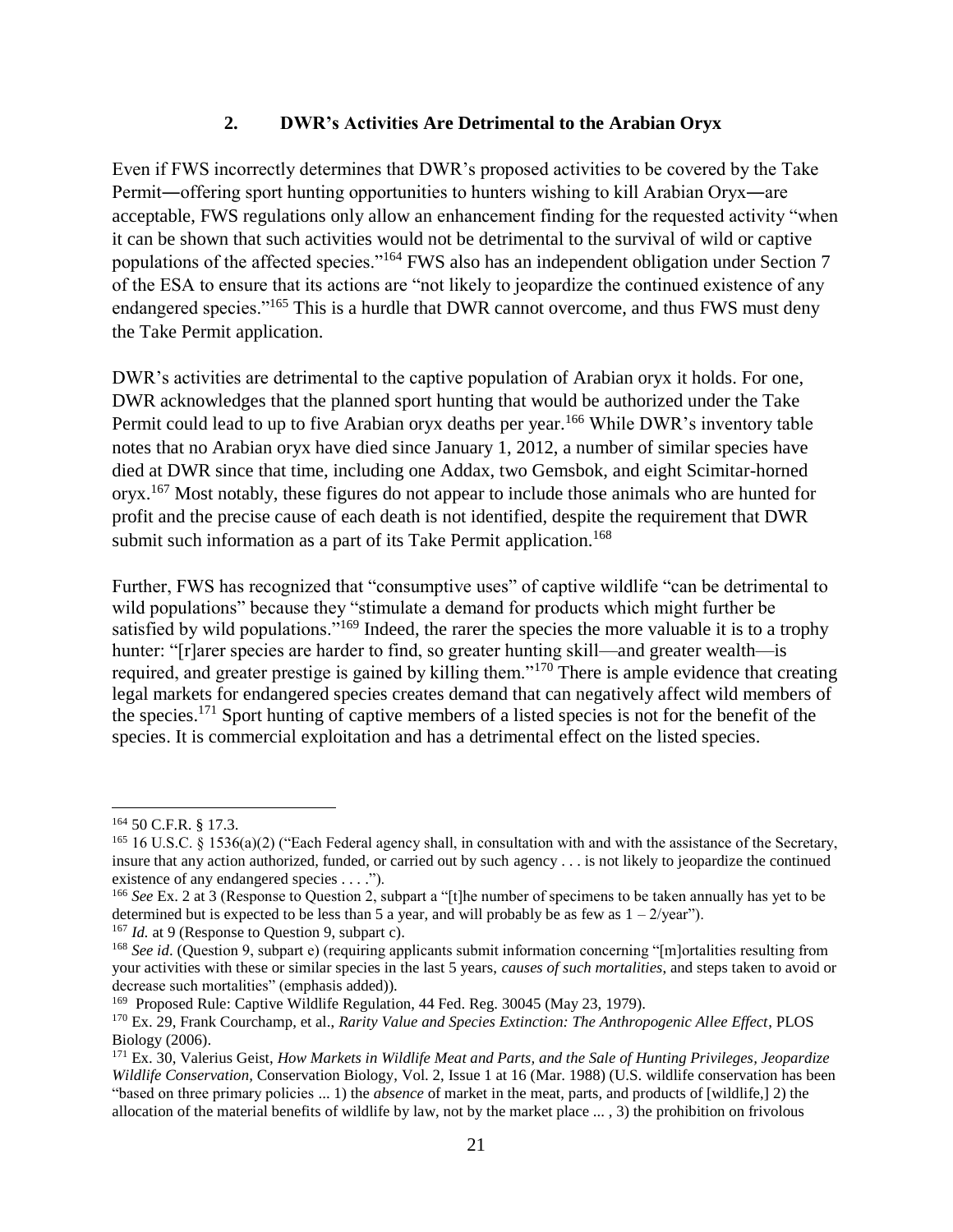### 2. DWR's Activities Are Detrimental to the Arabian Oryx

Even if FWS incorrectly determines that DWR's proposed activities to be covered by the Take Permit―offering sport hunting opportunities to hunters wishing to kill Arabian Oryx―are acceptable, FWS regulations only allow an enhancement finding for the requested activity "when it can be shown that such activities would not be detrimental to the survival of wild or captive populations of the affected species."[164] FWS also has an independent obligation under Section 7 of the ESA to ensure that its actions are "not likely to jeopardize the continued existence of any endangered species."[165] This is a hurdle that DWR cannot overcome, and thus FWS must deny the Take Permit application.

DWR's activities are detrimental to the captive population of Arabian oryx it holds. For one, DWR acknowledges that the planned sport hunting that would be authorized under the Take Permit could lead to up to five Arabian oryx deaths per year.[166] While DWR's inventory table notes that no Arabian oryx have died since January 1, 2012, a number of similar species have died at DWR since that time, including one Addax, two Gemsbok, and eight Scimitar-horned oryx.[167] Most notably, these figures do not appear to include those animals who are hunted for profit and the precise cause of each death is not identified, despite the requirement that DWR submit such information as a part of its Take Permit application.[168]

Further, FWS has recognized that "consumptive uses" of captive wildlife "can be detrimental to wild populations" because they "stimulate a demand for products which might further be satisfied by wild populations."[169] Indeed, the rarer the species the more valuable it is to a trophy hunter: "[r]arer species are harder to find, so greater hunting skill—and greater wealth—is required, and greater prestige is gained by killing them."[170] There is ample evidence that creating legal markets for endangered species creates demand that can negatively affect wild members of the species.[171] Sport hunting of captive members of a listed species is not for the benefit of the species. It is commercial exploitation and has a detrimental effect on the listed species.

---

[164] 50 C.F.R. § 17.3.

[165] 16 U.S.C. § 1536(a)(2) ("Each Federal agency shall, in consultation with and with the assistance of the Secretary, insure that any action authorized, funded, or carried out by such agency . . . is not likely to jeopardize the continued existence of any endangered species . . . .").

[166] *See* Ex. 2 at 3 (Response to Question 2, subpart a "[t]he number of specimens to be taken annually has yet to be determined but is expected to be less than 5 a year, and will probably be as few as 1 – 2/year").

[167] *Id.* at 9 (Response to Question 9, subpart c).

[168] *See id*. (Question 9, subpart e) (requiring applicants submit information concerning "[m]ortalities resulting from your activities with these or similar species in the last 5 years, *causes of such mortalities*, and steps taken to avoid or decrease such mortalities" (emphasis added)).

[169] Proposed Rule: Captive Wildlife Regulation, 44 Fed. Reg. 30045 (May 23, 1979).

[170] Ex. 29, Frank Courchamp, et al., *Rarity Value and Species Extinction: The Anthropogenic Allee Effect*, PLOS Biology (2006).

[171] Ex. 30, Valerius Geist, *How Markets in Wildlife Meat and Parts, and the Sale of Hunting Privileges, Jeopardize Wildlife Conservation*, Conservation Biology, Vol. 2, Issue 1 at 16 (Mar. 1988) (U.S. wildlife conservation has been "based on three primary policies ... 1) the *absence* of market in the meat, parts, and products of [wildlife,] 2) the allocation of the material benefits of wildlife by law, not by the market place ... , 3) the prohibition on frivolous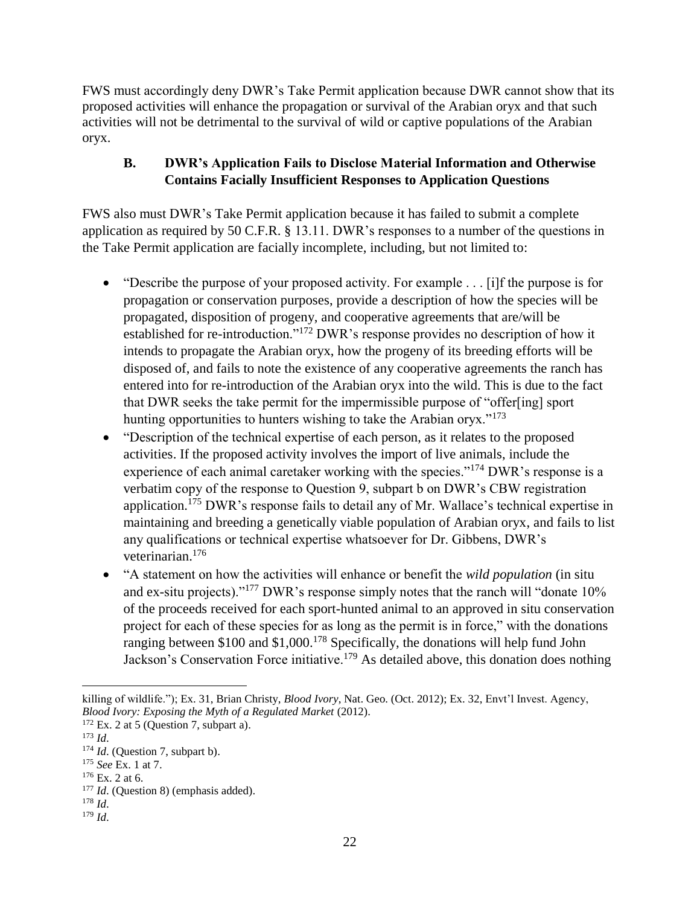FWS must accordingly deny DWR's Take Permit application because DWR cannot show that its proposed activities will enhance the propagation or survival of the Arabian oryx and that such activities will not be detrimental to the survival of wild or captive populations of the Arabian oryx.

### B. DWR's Application Fails to Disclose Material Information and Otherwise Contains Facially Insufficient Responses to Application Questions

FWS also must DWR's Take Permit application because it has failed to submit a complete application as required by 50 C.F.R. § 13.11. DWR's responses to a number of the questions in the Take Permit application are facially incomplete, including, but not limited to:

- "Describe the purpose of your proposed activity. For example . . . [i]f the purpose is for propagation or conservation purposes, provide a description of how the species will be propagated, disposition of progeny, and cooperative agreements that are/will be established for re-introduction."[172] DWR's response provides no description of how it intends to propagate the Arabian oryx, how the progeny of its breeding efforts will be disposed of, and fails to note the existence of any cooperative agreements the ranch has entered into for re-introduction of the Arabian oryx into the wild. This is due to the fact that DWR seeks the take permit for the impermissible purpose of "offer[ing] sport hunting opportunities to hunters wishing to take the Arabian oryx."[173]
- "Description of the technical expertise of each person, as it relates to the proposed activities. If the proposed activity involves the import of live animals, include the experience of each animal caretaker working with the species."[174] DWR's response is a verbatim copy of the response to Question 9, subpart b on DWR's CBW registration application.[175] DWR's response fails to detail any of Mr. Wallace's technical expertise in maintaining and breeding a genetically viable population of Arabian oryx, and fails to list any qualifications or technical expertise whatsoever for Dr. Gibbens, DWR's veterinarian.[176]
- "A statement on how the activities will enhance or benefit the *wild population* (in situ and ex-situ projects)."[177] DWR's response simply notes that the ranch will "donate 10% of the proceeds received for each sport-hunted animal to an approved in situ conservation project for each of these species for as long as the permit is in force," with the donations ranging between $100 and $1,000.[178] Specifically, the donations will help fund John Jackson's Conservation Force initiative.[179] As detailed above, this donation does nothing

---

killing of wildlife."); Ex. 31, Brian Christy, *Blood Ivory*, Nat. Geo. (Oct. 2012); Ex. 32, Envt'l Invest. Agency, *Blood Ivory: Exposing the Myth of a Regulated Market* (2012).

[172] Ex. 2 at 5 (Question 7, subpart a).

[173] *Id*.

[174] *Id*. (Question 7, subpart b).

[175] *See* Ex. 1 at 7.

[176] Ex. 2 at 6.

[177] *Id*. (Question 8) (emphasis added).

[178] *Id*.

[179] *Id*.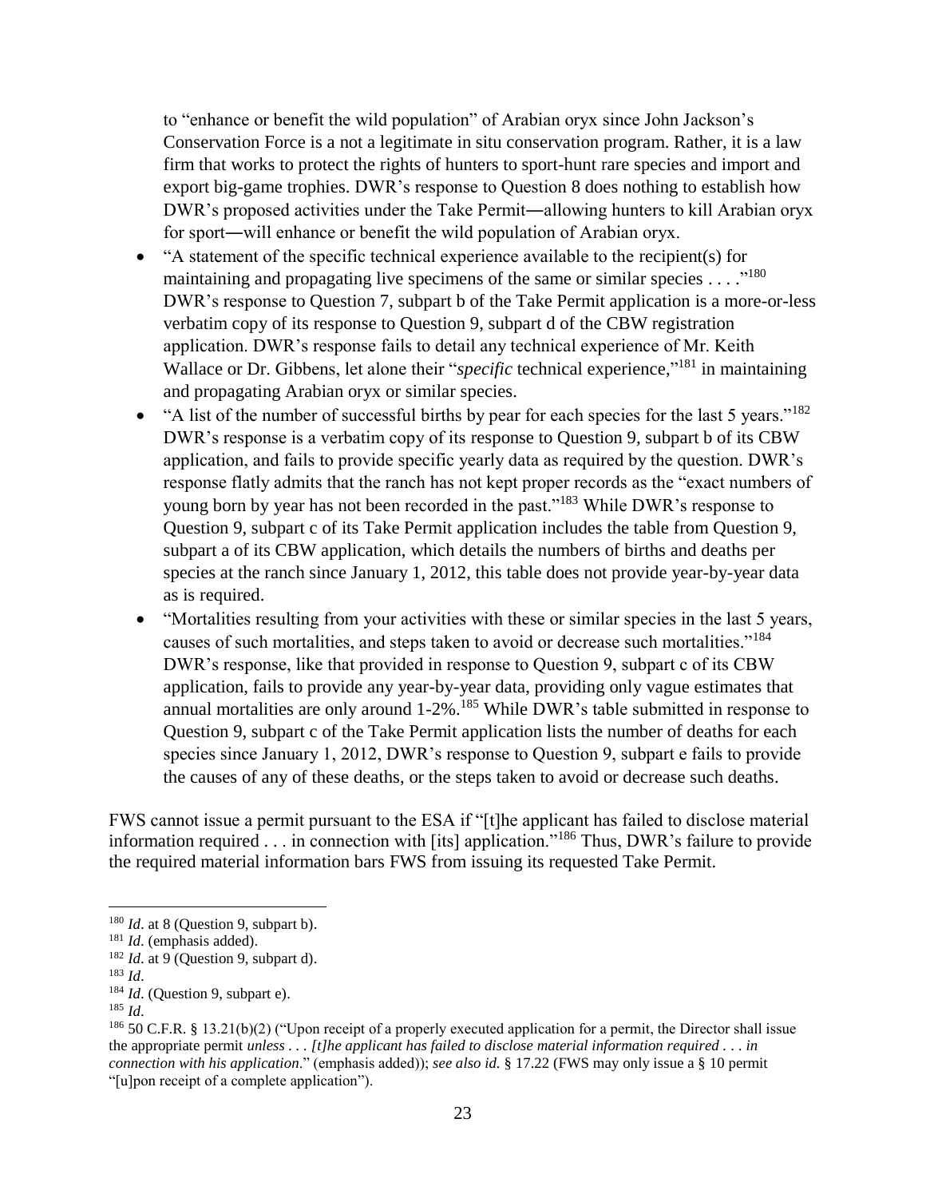to "enhance or benefit the wild population" of Arabian oryx since John Jackson's Conservation Force is a not a legitimate in situ conservation program. Rather, it is a law firm that works to protect the rights of hunters to sport-hunt rare species and import and export big-game trophies. DWR's response to Question 8 does nothing to establish how DWR's proposed activities under the Take Permit―allowing hunters to kill Arabian oryx for sport―will enhance or benefit the wild population of Arabian oryx.

- "A statement of the specific technical experience available to the recipient(s) for maintaining and propagating live specimens of the same or similar species . . . ."[180] DWR's response to Question 7, subpart b of the Take Permit application is a more-or-less verbatim copy of its response to Question 9, subpart d of the CBW registration application. DWR's response fails to detail any technical experience of Mr. Keith Wallace or Dr. Gibbens, let alone their "*specific* technical experience,"[181] in maintaining and propagating Arabian oryx or similar species.
- "A list of the number of successful births by pear for each species for the last 5 years."[182] DWR's response is a verbatim copy of its response to Question 9, subpart b of its CBW application, and fails to provide specific yearly data as required by the question. DWR's response flatly admits that the ranch has not kept proper records as the "exact numbers of young born by year has not been recorded in the past."[183] While DWR's response to Question 9, subpart c of its Take Permit application includes the table from Question 9, subpart a of its CBW application, which details the numbers of births and deaths per species at the ranch since January 1, 2012, this table does not provide year-by-year data as is required.
- "Mortalities resulting from your activities with these or similar species in the last 5 years, causes of such mortalities, and steps taken to avoid or decrease such mortalities."[184] DWR's response, like that provided in response to Question 9, subpart c of its CBW application, fails to provide any year-by-year data, providing only vague estimates that annual mortalities are only around 1-2%.[185] While DWR's table submitted in response to Question 9, subpart c of the Take Permit application lists the number of deaths for each species since January 1, 2012, DWR's response to Question 9, subpart e fails to provide the causes of any of these deaths, or the steps taken to avoid or decrease such deaths.

FWS cannot issue a permit pursuant to the ESA if "[t]he applicant has failed to disclose material information required . . . in connection with [its] application."[186] Thus, DWR's failure to provide the required material information bars FWS from issuing its requested Take Permit.

---

[180] *Id*. at 8 (Question 9, subpart b).

[181] *Id*. (emphasis added).

[182] *Id*. at 9 (Question 9, subpart d).

[183] *Id*.

[184] *Id*. (Question 9, subpart e).

[185] *Id*.

[186] 50 C.F.R. § 13.21(b)(2) ("Upon receipt of a properly executed application for a permit, the Director shall issue the appropriate permit *unless . . . [t]he applicant has failed to disclose material information required . . . in connection with his application*." (emphasis added)); *see also id.* § 17.22 (FWS may only issue a § 10 permit "[u]pon receipt of a complete application").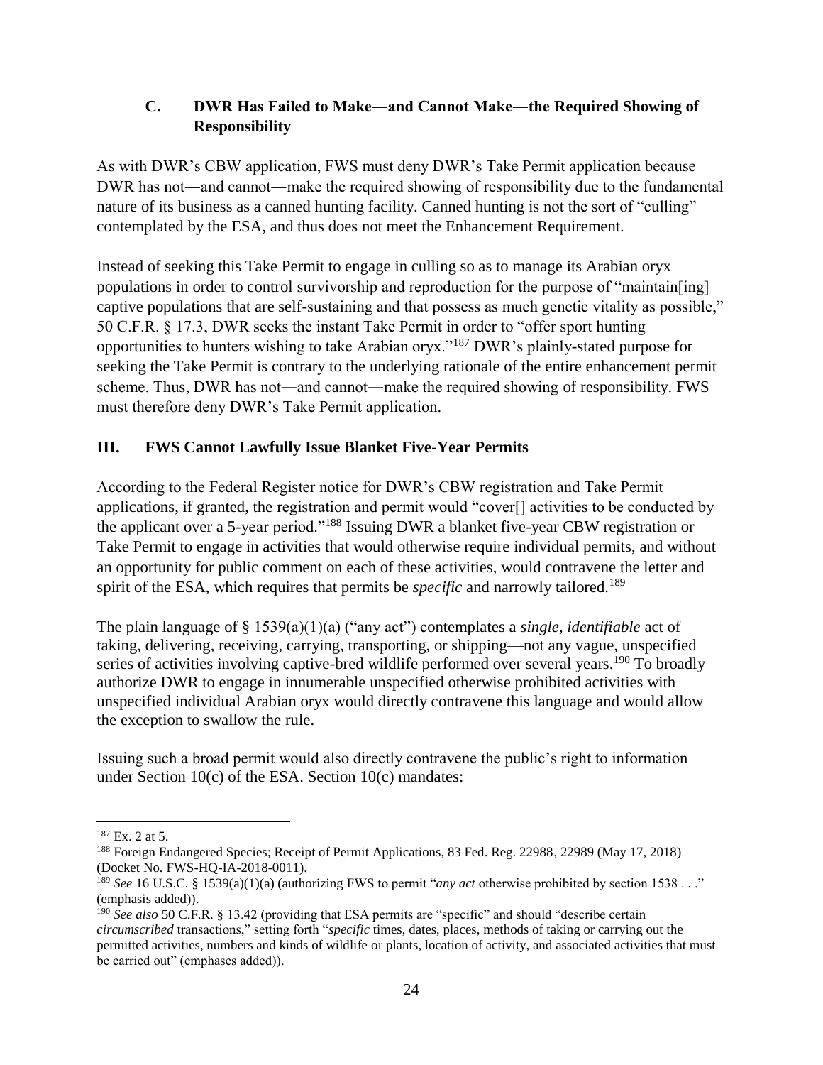### C. DWR Has Failed to Make—and Cannot Make—the Required Showing of Responsibility

As with DWR's CBW application, FWS must deny DWR's Take Permit application because DWR has not—and cannot—make the required showing of responsibility due to the fundamental nature of its business as a canned hunting facility. Canned hunting is not the sort of "culling" contemplated by the ESA, and thus does not meet the Enhancement Requirement.

Instead of seeking this Take Permit to engage in culling so as to manage its Arabian oryx populations in order to control survivorship and reproduction for the purpose of "maintain[ing] captive populations that are self-sustaining and that possess as much genetic vitality as possible," 50 C.F.R. § 17.3, DWR seeks the instant Take Permit in order to "offer sport hunting opportunities to hunters wishing to take Arabian oryx."[187] DWR's plainly-stated purpose for seeking the Take Permit is contrary to the underlying rationale of the entire enhancement permit scheme. Thus, DWR has not—and cannot—make the required showing of responsibility. FWS must therefore deny DWR's Take Permit application.

## III. FWS Cannot Lawfully Issue Blanket Five-Year Permits

According to the Federal Register notice for DWR's CBW registration and Take Permit applications, if granted, the registration and permit would "cover[] activities to be conducted by the applicant over a 5-year period."[188] Issuing DWR a blanket five-year CBW registration or Take Permit to engage in activities that would otherwise require individual permits, and without an opportunity for public comment on each of these activities, would contravene the letter and spirit of the ESA, which requires that permits be *specific* and narrowly tailored.[189]

The plain language of § 1539(a)(1)(a) ("any act") contemplates a *single, identifiable* act of taking, delivering, receiving, carrying, transporting, or shipping—not any vague, unspecified series of activities involving captive-bred wildlife performed over several years.[190] To broadly authorize DWR to engage in innumerable unspecified otherwise prohibited activities with unspecified individual Arabian oryx would directly contravene this language and would allow the exception to swallow the rule.

Issuing such a broad permit would also directly contravene the public's right to information under Section 10(c) of the ESA. Section 10(c) mandates:

---

[187] Ex. 2 at 5.

[188] Foreign Endangered Species; Receipt of Permit Applications, 83 Fed. Reg. 22988, 22989 (May 17, 2018) (Docket No. FWS-HQ-IA-2018-0011).

[189] *See* 16 U.S.C. § 1539(a)(1)(a) (authorizing FWS to permit "*any act* otherwise prohibited by section 1538 . . ." (emphasis added)).

[190] *See also* 50 C.F.R. § 13.42 (providing that ESA permits are "specific" and should "describe certain *circumscribed* transactions," setting forth "*specific* times, dates, places, methods of taking or carrying out the permitted activities, numbers and kinds of wildlife or plants, location of activity, and associated activities that must be carried out" (emphases added)).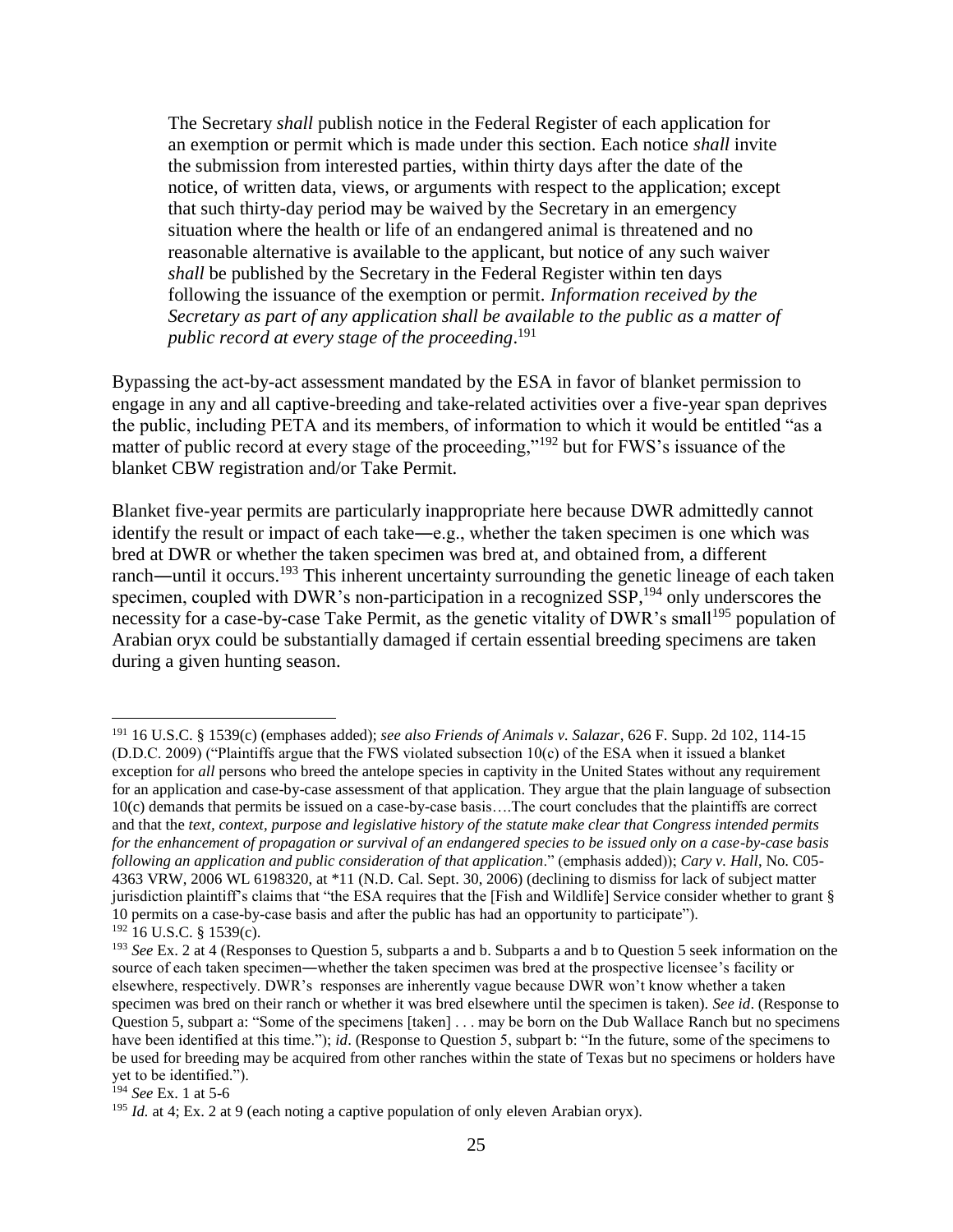> The Secretary *shall* publish notice in the Federal Register of each application for an exemption or permit which is made under this section. Each notice *shall* invite the submission from interested parties, within thirty days after the date of the notice, of written data, views, or arguments with respect to the application; except that such thirty-day period may be waived by the Secretary in an emergency situation where the health or life of an endangered animal is threatened and no reasonable alternative is available to the applicant, but notice of any such waiver *shall* be published by the Secretary in the Federal Register within ten days following the issuance of the exemption or permit. *Information received by the Secretary as part of any application shall be available to the public as a matter of public record at every stage of the proceeding*.[191]

Bypassing the act-by-act assessment mandated by the ESA in favor of blanket permission to engage in any and all captive-breeding and take-related activities over a five-year span deprives the public, including PETA and its members, of information to which it would be entitled "as a matter of public record at every stage of the proceeding,"[192] but for FWS's issuance of the blanket CBW registration and/or Take Permit.

Blanket five-year permits are particularly inappropriate here because DWR admittedly cannot identify the result or impact of each take―e.g., whether the taken specimen is one which was bred at DWR or whether the taken specimen was bred at, and obtained from, a different ranch―until it occurs.[193] This inherent uncertainty surrounding the genetic lineage of each taken specimen, coupled with DWR's non-participation in a recognized SSP,[194] only underscores the necessity for a case-by-case Take Permit, as the genetic vitality of DWR's small[195] population of Arabian oryx could be substantially damaged if certain essential breeding specimens are taken during a given hunting season.

---

[191] 16 U.S.C. § 1539(c) (emphases added); *see also Friends of Animals v. Salazar*, 626 F. Supp. 2d 102, 114-15 (D.D.C. 2009) ("Plaintiffs argue that the FWS violated subsection 10(c) of the ESA when it issued a blanket exception for *all* persons who breed the antelope species in captivity in the United States without any requirement for an application and case-by-case assessment of that application. They argue that the plain language of subsection 10(c) demands that permits be issued on a case-by-case basis….The court concludes that the plaintiffs are correct and that the *text, context, purpose and legislative history of the statute make clear that Congress intended permits for the enhancement of propagation or survival of an endangered species to be issued only on a case-by-case basis following an application and public consideration of that application*." (emphasis added)); *Cary v. Hall*, No. C05-4363 VRW, 2006 WL 6198320, at *11 (N.D. Cal. Sept. 30, 2006) (declining to dismiss for lack of subject matter jurisdiction plaintiff's claims that "the ESA requires that the [Fish and Wildlife] Service consider whether to grant § 10 permits on a case-by-case basis and after the public has had an opportunity to participate").

[192] 16 U.S.C. § 1539(c).

[193] *See* Ex. 2 at 4 (Responses to Question 5, subparts a and b. Subparts a and b to Question 5 seek information on the source of each taken specimen―whether the taken specimen was bred at the prospective licensee's facility or elsewhere, respectively. DWR's responses are inherently vague because DWR won't know whether a taken specimen was bred on their ranch or whether it was bred elsewhere until the specimen is taken). *See id*. (Response to Question 5, subpart a: "Some of the specimens [taken] . . . may be born on the Dub Wallace Ranch but no specimens have been identified at this time."); *id*. (Response to Question 5, subpart b: "In the future, some of the specimens to be used for breeding may be acquired from other ranches within the state of Texas but no specimens or holders have yet to be identified.").

[194] *See* Ex. 1 at 5-6

[195] *Id.* at 4; Ex. 2 at 9 (each noting a captive population of only eleven Arabian oryx).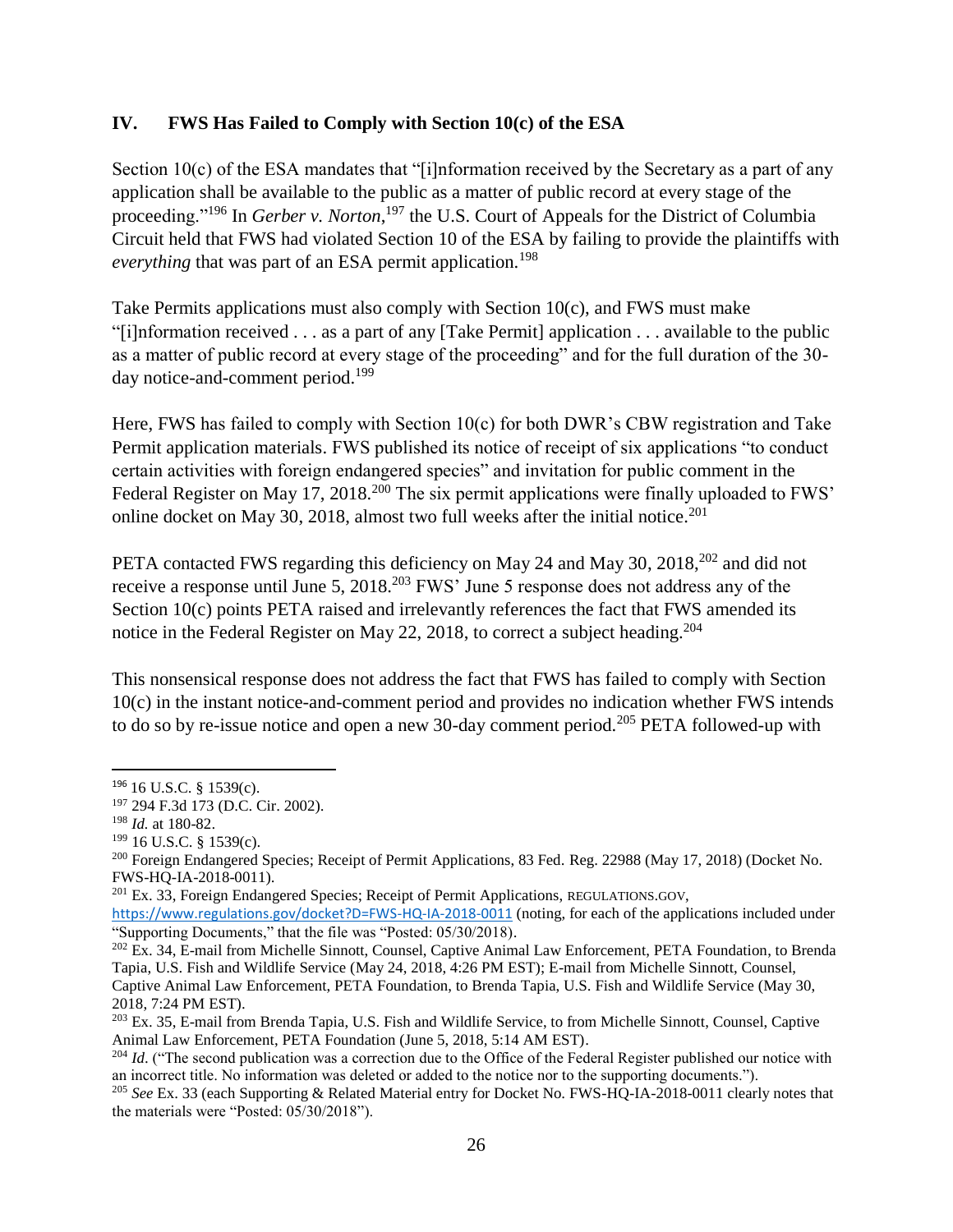## IV. FWS Has Failed to Comply with Section 10(c) of the ESA

Section 10(c) of the ESA mandates that "[i]nformation received by the Secretary as a part of any application shall be available to the public as a matter of public record at every stage of the proceeding."[196] In *Gerber v. Norton*,[197] the U.S. Court of Appeals for the District of Columbia Circuit held that FWS had violated Section 10 of the ESA by failing to provide the plaintiffs with *everything* that was part of an ESA permit application.[198]

Take Permits applications must also comply with Section 10(c), and FWS must make "[i]nformation received . . . as a part of any [Take Permit] application . . . available to the public as a matter of public record at every stage of the proceeding" and for the full duration of the 30-day notice-and-comment period.[199]

Here, FWS has failed to comply with Section 10(c) for both DWR's CBW registration and Take Permit application materials. FWS published its notice of receipt of six applications "to conduct certain activities with foreign endangered species" and invitation for public comment in the Federal Register on May 17, 2018.[200] The six permit applications were finally uploaded to FWS' online docket on May 30, 2018, almost two full weeks after the initial notice.[201]

PETA contacted FWS regarding this deficiency on May 24 and May 30, 2018,[202] and did not receive a response until June 5, 2018.[203] FWS' June 5 response does not address any of the Section 10(c) points PETA raised and irrelevantly references the fact that FWS amended its notice in the Federal Register on May 22, 2018, to correct a subject heading.[204]

This nonsensical response does not address the fact that FWS has failed to comply with Section 10(c) in the instant notice-and-comment period and provides no indication whether FWS intends to do so by re-issue notice and open a new 30-day comment period.[205] PETA followed-up with

---

[196] 16 U.S.C. § 1539(c).

[197] 294 F.3d 173 (D.C. Cir. 2002).

[198] *Id.* at 180-82.

[199] 16 U.S.C. § 1539(c).

[200] Foreign Endangered Species; Receipt of Permit Applications, 83 Fed. Reg. 22988 (May 17, 2018) (Docket No. FWS-HQ-IA-2018-0011).

[201] Ex. 33, Foreign Endangered Species; Receipt of Permit Applications, REGULATIONS.GOV, https://www.regulations.gov/docket?D=FWS-HQ-IA-2018-0011 (noting, for each of the applications included under "Supporting Documents," that the file was "Posted: 05/30/2018).

[202] Ex. 34, E-mail from Michelle Sinnott, Counsel, Captive Animal Law Enforcement, PETA Foundation, to Brenda Tapia, U.S. Fish and Wildlife Service (May 24, 2018, 4:26 PM EST); E-mail from Michelle Sinnott, Counsel, Captive Animal Law Enforcement, PETA Foundation, to Brenda Tapia, U.S. Fish and Wildlife Service (May 30, 2018, 7:24 PM EST).

[203] Ex. 35, E-mail from Brenda Tapia, U.S. Fish and Wildlife Service, to from Michelle Sinnott, Counsel, Captive Animal Law Enforcement, PETA Foundation (June 5, 2018, 5:14 AM EST).

[204] *Id*. ("The second publication was a correction due to the Office of the Federal Register published our notice with an incorrect title. No information was deleted or added to the notice nor to the supporting documents.").

[205] *See* Ex. 33 (each Supporting & Related Material entry for Docket No. FWS-HQ-IA-2018-0011 clearly notes that the materials were "Posted: 05/30/2018").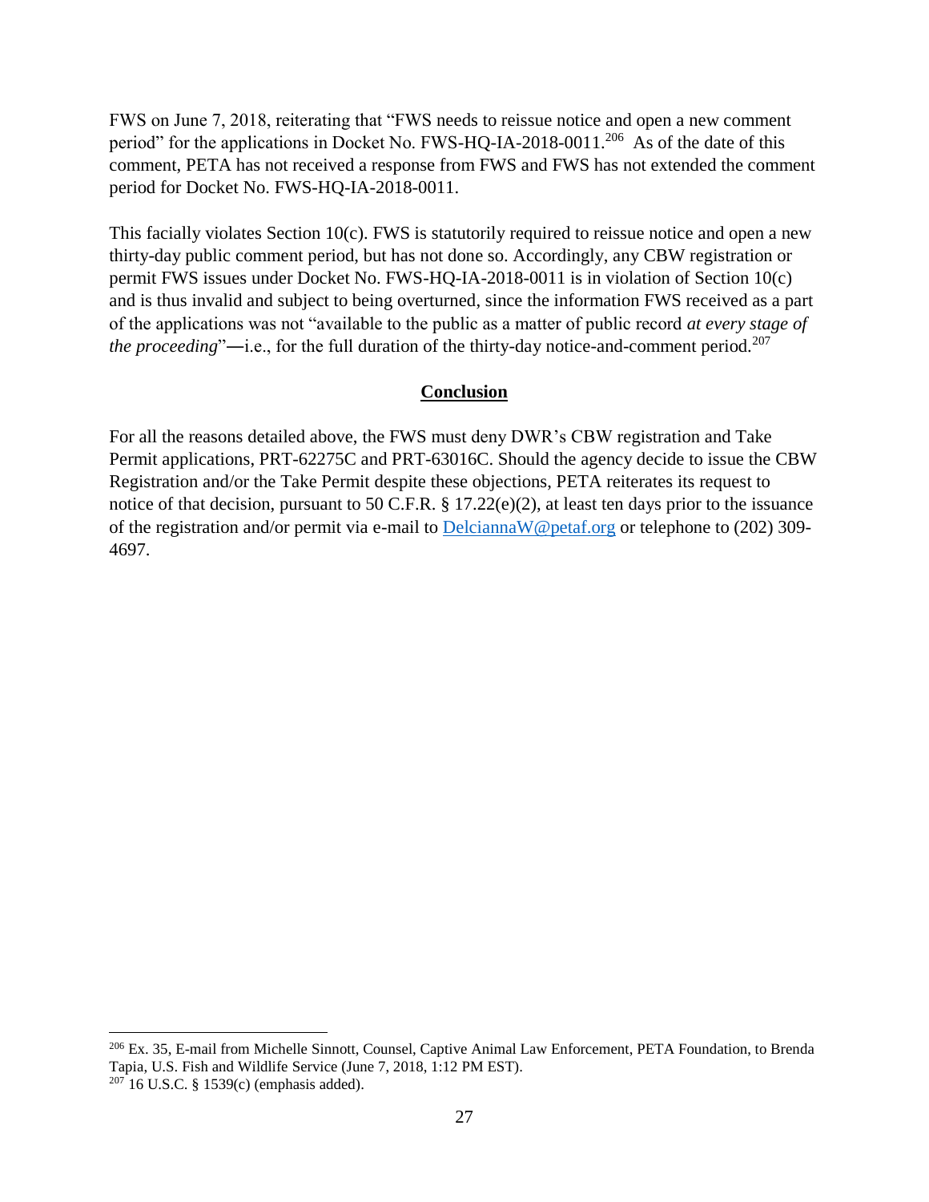FWS on June 7, 2018, reiterating that "FWS needs to reissue notice and open a new comment period" for the applications in Docket No. FWS-HQ-IA-2018-0011.[206] As of the date of this comment, PETA has not received a response from FWS and FWS has not extended the comment period for Docket No. FWS-HQ-IA-2018-0011.

This facially violates Section 10(c). FWS is statutorily required to reissue notice and open a new thirty-day public comment period, but has not done so. Accordingly, any CBW registration or permit FWS issues under Docket No. FWS-HQ-IA-2018-0011 is in violation of Section 10(c) and is thus invalid and subject to being overturned, since the information FWS received as a part of the applications was not "available to the public as a matter of public record *at every stage of the proceeding*"—i.e., for the full duration of the thirty-day notice-and-comment period.[207]

## Conclusion

For all the reasons detailed above, the FWS must deny DWR's CBW registration and Take Permit applications, PRT-62275C and PRT-63016C. Should the agency decide to issue the CBW Registration and/or the Take Permit despite these objections, PETA reiterates its request to notice of that decision, pursuant to 50 C.F.R. § 17.22(e)(2), at least ten days prior to the issuance of the registration and/or permit via e-mail to DelciannaW@petaf.org or telephone to (202) 309-4697.

---

[206] Ex. 35, E-mail from Michelle Sinnott, Counsel, Captive Animal Law Enforcement, PETA Foundation, to Brenda Tapia, U.S. Fish and Wildlife Service (June 7, 2018, 1:12 PM EST).

[207] 16 U.S.C. § 1539(c) (emphasis added).